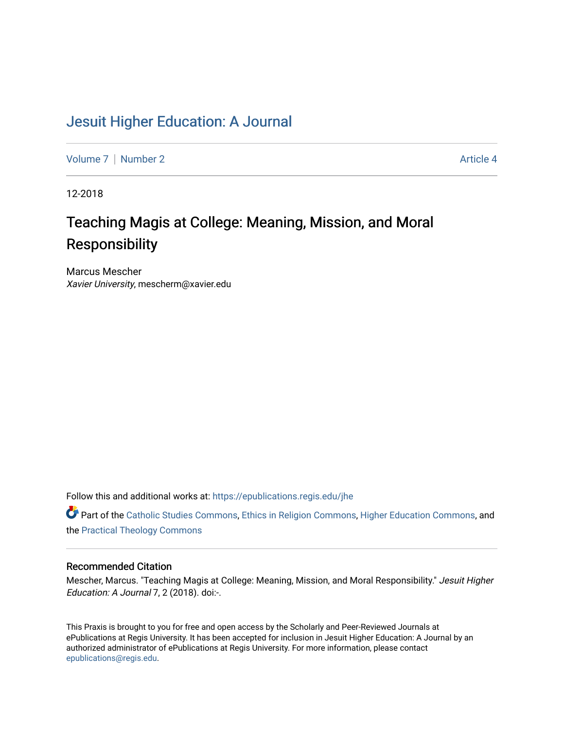# Jesuit Higher Education: A Journal

Volume 7 | Number 2 | Article 4

12-2018

## Teaching Magis at College: Meaning, Mission, and Moral Responsibility

Marcus Mescher
*Xavier University*, mescherm@xavier.edu

Follow this and additional works at: https://epublications.regis.edu/jhe

Part of the Catholic Studies Commons, Ethics in Religion Commons, Higher Education Commons, and the Practical Theology Commons

### Recommended Citation

Mescher, Marcus. "Teaching Magis at College: Meaning, Mission, and Moral Responsibility." *Jesuit Higher Education: A Journal* 7, 2 (2018). doi:-.

This Praxis is brought to you for free and open access by the Scholarly and Peer-Reviewed Journals at ePublications at Regis University. It has been accepted for inclusion in Jesuit Higher Education: A Journal by an authorized administrator of ePublications at Regis University. For more information, please contact epublications@regis.edu.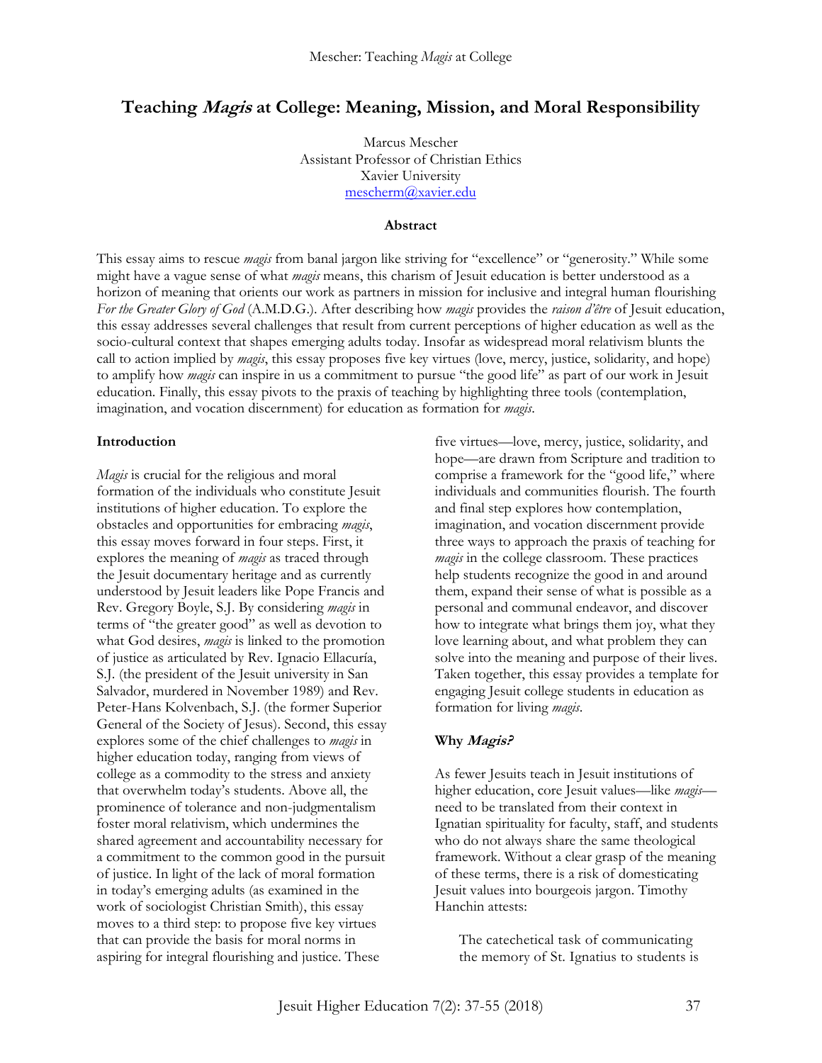# Teaching *Magis* at College: Meaning, Mission, and Moral Responsibility

Marcus Mescher
Assistant Professor of Christian Ethics
Xavier University
mescherm@xavier.edu

## Abstract

This essay aims to rescue *magis* from banal jargon like striving for "excellence" or "generosity." While some might have a vague sense of what *magis* means, this charism of Jesuit education is better understood as a horizon of meaning that orients our work as partners in mission for inclusive and integral human flourishing *For the Greater Glory of God* (A.M.D.G.). After describing how *magis* provides the *raison d'être* of Jesuit education, this essay addresses several challenges that result from current perceptions of higher education as well as the socio-cultural context that shapes emerging adults today. Insofar as widespread moral relativism blunts the call to action implied by *magis*, this essay proposes five key virtues (love, mercy, justice, solidarity, and hope) to amplify how *magis* can inspire in us a commitment to pursue "the good life" as part of our work in Jesuit education. Finally, this essay pivots to the praxis of teaching by highlighting three tools (contemplation, imagination, and vocation discernment) for education as formation for *magis*.

## Introduction

*Magis* is crucial for the religious and moral formation of the individuals who constitute Jesuit institutions of higher education. To explore the obstacles and opportunities for embracing *magis*, this essay moves forward in four steps. First, it explores the meaning of *magis* as traced through the Jesuit documentary heritage and as currently understood by Jesuit leaders like Pope Francis and Rev. Gregory Boyle, S.J. By considering *magis* in terms of "the greater good" as well as devotion to what God desires, *magis* is linked to the promotion of justice as articulated by Rev. Ignacio Ellacuría, S.J. (the president of the Jesuit university in San Salvador, murdered in November 1989) and Rev. Peter-Hans Kolvenbach, S.J. (the former Superior General of the Society of Jesus). Second, this essay explores some of the chief challenges to *magis* in higher education today, ranging from views of college as a commodity to the stress and anxiety that overwhelm today's students. Above all, the prominence of tolerance and non-judgmentalism foster moral relativism, which undermines the shared agreement and accountability necessary for a commitment to the common good in the pursuit of justice. In light of the lack of moral formation in today's emerging adults (as examined in the work of sociologist Christian Smith), this essay moves to a third step: to propose five key virtues that can provide the basis for moral norms in aspiring for integral flourishing and justice. These five virtues—love, mercy, justice, solidarity, and hope—are drawn from Scripture and tradition to comprise a framework for the "good life," where individuals and communities flourish. The fourth and final step explores how contemplation, imagination, and vocation discernment provide three ways to approach the praxis of teaching for *magis* in the college classroom. These practices help students recognize the good in and around them, expand their sense of what is possible as a personal and communal endeavor, and discover how to integrate what brings them joy, what they love learning about, and what problem they can solve into the meaning and purpose of their lives. Taken together, this essay provides a template for engaging Jesuit college students in education as formation for living *magis*.

## Why *Magis?*

As fewer Jesuits teach in Jesuit institutions of higher education, core Jesuit values—like *magis*—need to be translated from their context in Ignatian spirituality for faculty, staff, and students who do not always share the same theological framework. Without a clear grasp of the meaning of these terms, there is a risk of domesticating Jesuit values into bourgeois jargon. Timothy Hanchin attests:

> The catechetical task of communicating the memory of St. Ignatius to students is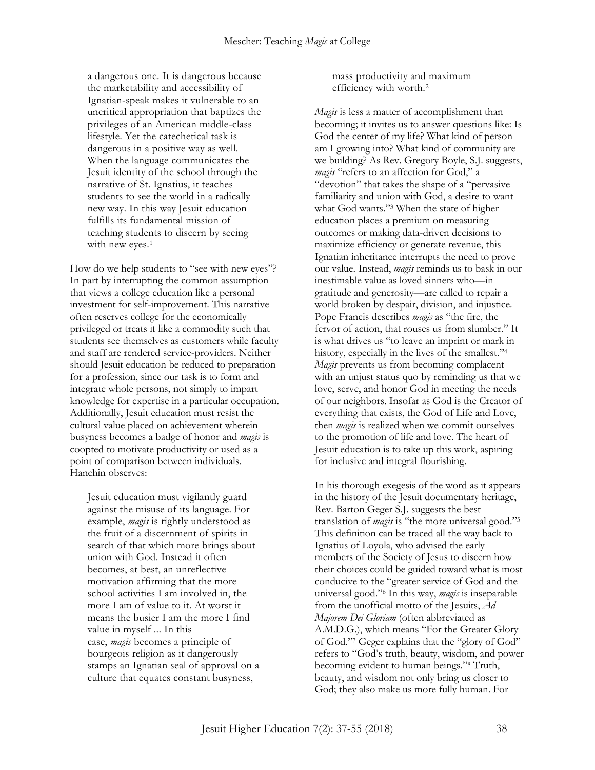> a dangerous one. It is dangerous because the marketability and accessibility of Ignatian-speak makes it vulnerable to an uncritical appropriation that baptizes the privileges of an American middle-class lifestyle. Yet the catechetical task is dangerous in a positive way as well. When the language communicates the Jesuit identity of the school through the narrative of St. Ignatius, it teaches students to see the world in a radically new way. In this way Jesuit education fulfills its fundamental mission of teaching students to discern by seeing with new eyes.[1]

How do we help students to "see with new eyes"? In part by interrupting the common assumption that views a college education like a personal investment for self-improvement. This narrative often reserves college for the economically privileged or treats it like a commodity such that students see themselves as customers while faculty and staff are rendered service-providers. Neither should Jesuit education be reduced to preparation for a profession, since our task is to form and integrate whole persons, not simply to impart knowledge for expertise in a particular occupation. Additionally, Jesuit education must resist the cultural value placed on achievement wherein busyness becomes a badge of honor and *magis* is coopted to motivate productivity or used as a point of comparison between individuals. Hanchin observes:

> Jesuit education must vigilantly guard against the misuse of its language. For example, *magis* is rightly understood as the fruit of a discernment of spirits in search of that which more brings about union with God. Instead it often becomes, at best, an unreflective motivation affirming that the more school activities I am involved in, the more I am of value to it. At worst it means the busier I am the more I find value in myself ... In this case, *magis* becomes a principle of bourgeois religion as it dangerously stamps an Ignatian seal of approval on a culture that equates constant busyness, mass productivity and maximum efficiency with worth.[2]

*Magis* is less a matter of accomplishment than becoming; it invites us to answer questions like: Is God the center of my life? What kind of person am I growing into? What kind of community are we building? As Rev. Gregory Boyle, S.J. suggests, *magis* "refers to an affection for God," a "devotion" that takes the shape of a "pervasive familiarity and union with God, a desire to want what God wants."[3] When the state of higher education places a premium on measuring outcomes or making data-driven decisions to maximize efficiency or generate revenue, this Ignatian inheritance interrupts the need to prove our value. Instead, *magis* reminds us to bask in our inestimable value as loved sinners who—in gratitude and generosity—are called to repair a world broken by despair, division, and injustice. Pope Francis describes *magis* as "the fire, the fervor of action, that rouses us from slumber." It is what drives us "to leave an imprint or mark in history, especially in the lives of the smallest."[4] *Magis* prevents us from becoming complacent with an unjust status quo by reminding us that we love, serve, and honor God in meeting the needs of our neighbors. Insofar as God is the Creator of everything that exists, the God of Life and Love, then *magis* is realized when we commit ourselves to the promotion of life and love. The heart of Jesuit education is to take up this work, aspiring for inclusive and integral flourishing.

In his thorough exegesis of the word as it appears in the history of the Jesuit documentary heritage, Rev. Barton Geger S.J. suggests the best translation of *magis* is "the more universal good."[5] This definition can be traced all the way back to Ignatius of Loyola, who advised the early members of the Society of Jesus to discern how their choices could be guided toward what is most conducive to the "greater service of God and the universal good."[6] In this way, *magis* is inseparable from the unofficial motto of the Jesuits, *Ad Majorem Dei Gloriam* (often abbreviated as A.M.D.G.), which means "For the Greater Glory of God."[7] Geger explains that the "glory of God" refers to "God's truth, beauty, wisdom, and power becoming evident to human beings."[8] Truth, beauty, and wisdom not only bring us closer to God; they also make us more fully human. For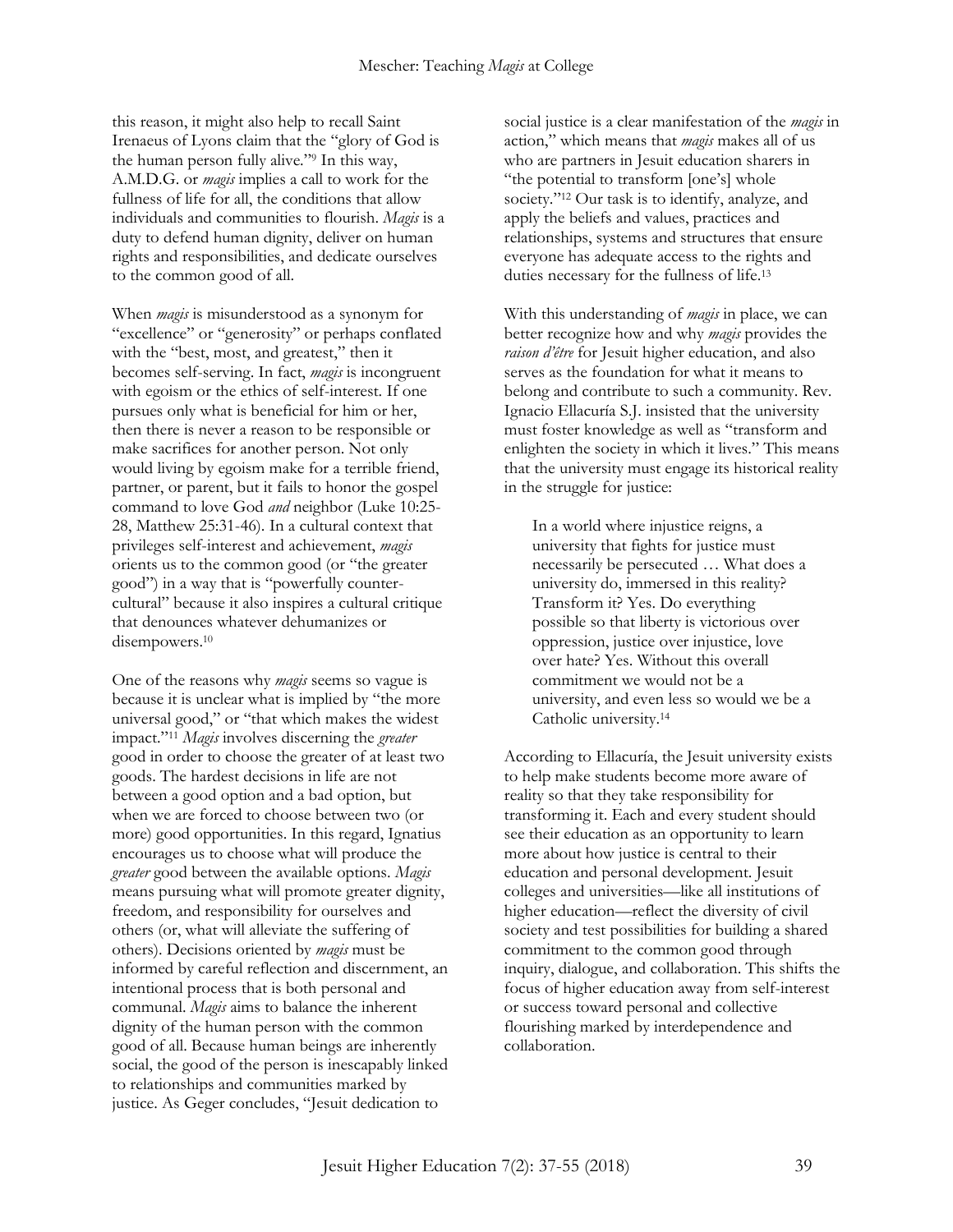this reason, it might also help to recall Saint Irenaeus of Lyons claim that the "glory of God is the human person fully alive."[9] In this way, A.M.D.G. or *magis* implies a call to work for the fullness of life for all, the conditions that allow individuals and communities to flourish. *Magis* is a duty to defend human dignity, deliver on human rights and responsibilities, and dedicate ourselves to the common good of all.

When *magis* is misunderstood as a synonym for "excellence" or "generosity" or perhaps conflated with the "best, most, and greatest," then it becomes self-serving. In fact, *magis* is incongruent with egoism or the ethics of self-interest. If one pursues only what is beneficial for him or her, then there is never a reason to be responsible or make sacrifices for another person. Not only would living by egoism make for a terrible friend, partner, or parent, but it fails to honor the gospel command to love God *and* neighbor (Luke 10:25-28, Matthew 25:31-46). In a cultural context that privileges self-interest and achievement, *magis* orients us to the common good (or "the greater good") in a way that is "powerfully counter-cultural" because it also inspires a cultural critique that denounces whatever dehumanizes or disempowers.[10]

One of the reasons why *magis* seems so vague is because it is unclear what is implied by "the more universal good," or "that which makes the widest impact."[11] *Magis* involves discerning the *greater* good in order to choose the greater of at least two goods. The hardest decisions in life are not between a good option and a bad option, but when we are forced to choose between two (or more) good opportunities. In this regard, Ignatius encourages us to choose what will produce the *greater* good between the available options. *Magis* means pursuing what will promote greater dignity, freedom, and responsibility for ourselves and others (or, what will alleviate the suffering of others). Decisions oriented by *magis* must be informed by careful reflection and discernment, an intentional process that is both personal and communal. *Magis* aims to balance the inherent dignity of the human person with the common good of all. Because human beings are inherently social, the good of the person is inescapably linked to relationships and communities marked by justice. As Geger concludes, "Jesuit dedication to social justice is a clear manifestation of the *magis* in action," which means that *magis* makes all of us who are partners in Jesuit education sharers in "the potential to transform [one's] whole society."[12] Our task is to identify, analyze, and apply the beliefs and values, practices and relationships, systems and structures that ensure everyone has adequate access to the rights and duties necessary for the fullness of life.[13]

With this understanding of *magis* in place, we can better recognize how and why *magis* provides the *raison d'être* for Jesuit higher education, and also serves as the foundation for what it means to belong and contribute to such a community. Rev. Ignacio Ellacuría S.J. insisted that the university must foster knowledge as well as "transform and enlighten the society in which it lives." This means that the university must engage its historical reality in the struggle for justice:

> In a world where injustice reigns, a university that fights for justice must necessarily be persecuted … What does a university do, immersed in this reality? Transform it? Yes. Do everything possible so that liberty is victorious over oppression, justice over injustice, love over hate? Yes. Without this overall commitment we would not be a university, and even less so would we be a Catholic university.[14]

According to Ellacuría, the Jesuit university exists to help make students become more aware of reality so that they take responsibility for transforming it. Each and every student should see their education as an opportunity to learn more about how justice is central to their education and personal development. Jesuit colleges and universities—like all institutions of higher education—reflect the diversity of civil society and test possibilities for building a shared commitment to the common good through inquiry, dialogue, and collaboration. This shifts the focus of higher education away from self-interest or success toward personal and collective flourishing marked by interdependence and collaboration.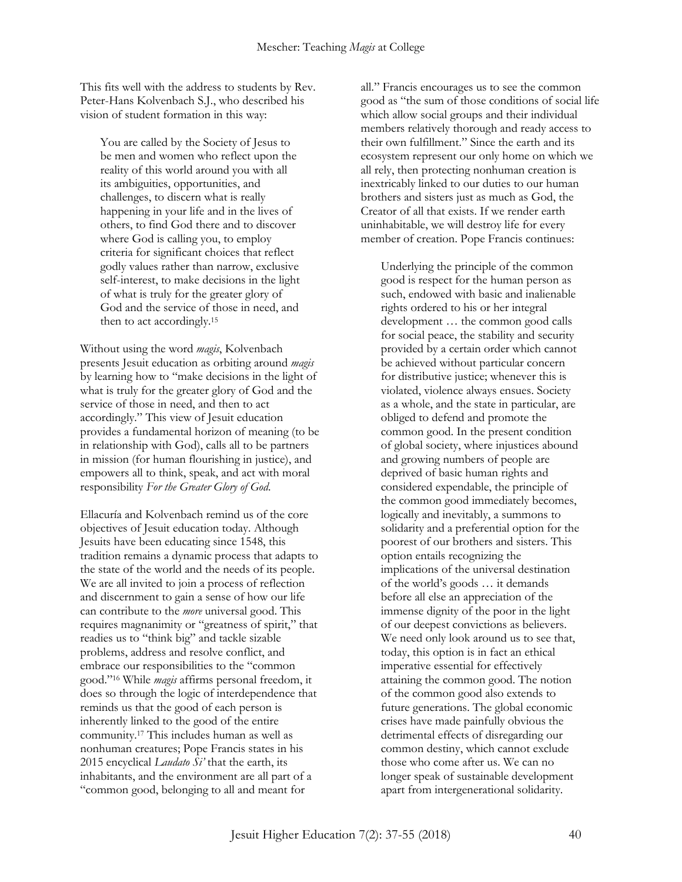This fits well with the address to students by Rev. Peter-Hans Kolvenbach S.J., who described his vision of student formation in this way:

> You are called by the Society of Jesus to be men and women who reflect upon the reality of this world around you with all its ambiguities, opportunities, and challenges, to discern what is really happening in your life and in the lives of others, to find God there and to discover where God is calling you, to employ criteria for significant choices that reflect godly values rather than narrow, exclusive self-interest, to make decisions in the light of what is truly for the greater glory of God and the service of those in need, and then to act accordingly.[15]

Without using the word *magis*, Kolvenbach presents Jesuit education as orbiting around *magis* by learning how to "make decisions in the light of what is truly for the greater glory of God and the service of those in need, and then to act accordingly." This view of Jesuit education provides a fundamental horizon of meaning (to be in relationship with God), calls all to be partners in mission (for human flourishing in justice), and empowers all to think, speak, and act with moral responsibility *For the Greater Glory of God*.

Ellacuría and Kolvenbach remind us of the core objectives of Jesuit education today. Although Jesuits have been educating since 1548, this tradition remains a dynamic process that adapts to the state of the world and the needs of its people. We are all invited to join a process of reflection and discernment to gain a sense of how our life can contribute to the *more* universal good. This requires magnanimity or "greatness of spirit," that readies us to "think big" and tackle sizable problems, address and resolve conflict, and embrace our responsibilities to the "common good."[16] While *magis* affirms personal freedom, it does so through the logic of interdependence that reminds us that the good of each person is inherently linked to the good of the entire community.[17] This includes human as well as nonhuman creatures; Pope Francis states in his 2015 encyclical *Laudato Si'* that the earth, its inhabitants, and the environment are all part of a "common good, belonging to all and meant for all." Francis encourages us to see the common good as "the sum of those conditions of social life which allow social groups and their individual members relatively thorough and ready access to their own fulfillment." Since the earth and its ecosystem represent our only home on which we all rely, then protecting nonhuman creation is inextricably linked to our duties to our human brothers and sisters just as much as God, the Creator of all that exists. If we render earth uninhabitable, we will destroy life for every member of creation. Pope Francis continues:

> Underlying the principle of the common good is respect for the human person as such, endowed with basic and inalienable rights ordered to his or her integral development … the common good calls for social peace, the stability and security provided by a certain order which cannot be achieved without particular concern for distributive justice; whenever this is violated, violence always ensues. Society as a whole, and the state in particular, are obliged to defend and promote the common good. In the present condition of global society, where injustices abound and growing numbers of people are deprived of basic human rights and considered expendable, the principle of the common good immediately becomes, logically and inevitably, a summons to solidarity and a preferential option for the poorest of our brothers and sisters. This option entails recognizing the implications of the universal destination of the world's goods … it demands before all else an appreciation of the immense dignity of the poor in the light of our deepest convictions as believers. We need only look around us to see that, today, this option is in fact an ethical imperative essential for effectively attaining the common good. The notion of the common good also extends to future generations. The global economic crises have made painfully obvious the detrimental effects of disregarding our common destiny, which cannot exclude those who come after us. We can no longer speak of sustainable development apart from intergenerational solidarity.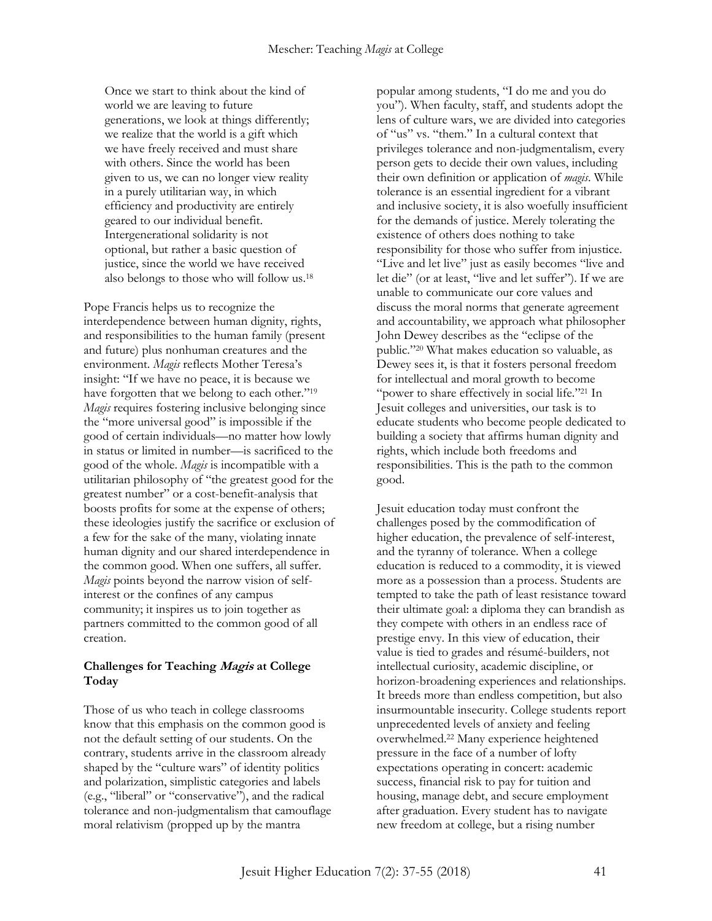> Once we start to think about the kind of world we are leaving to future generations, we look at things differently; we realize that the world is a gift which we have freely received and must share with others. Since the world has been given to us, we can no longer view reality in a purely utilitarian way, in which efficiency and productivity are entirely geared to our individual benefit. Intergenerational solidarity is not optional, but rather a basic question of justice, since the world we have received also belongs to those who will follow us.[18]

Pope Francis helps us to recognize the interdependence between human dignity, rights, and responsibilities to the human family (present and future) plus nonhuman creatures and the environment. *Magis* reflects Mother Teresa's insight: "If we have no peace, it is because we have forgotten that we belong to each other."[19] *Magis* requires fostering inclusive belonging since the "more universal good" is impossible if the good of certain individuals—no matter how lowly in status or limited in number—is sacrificed to the good of the whole. *Magis* is incompatible with a utilitarian philosophy of "the greatest good for the greatest number" or a cost-benefit-analysis that boosts profits for some at the expense of others; these ideologies justify the sacrifice or exclusion of a few for the sake of the many, violating innate human dignity and our shared interdependence in the common good. When one suffers, all suffer. *Magis* points beyond the narrow vision of self-interest or the confines of any campus community; it inspires us to join together as partners committed to the common good of all creation.

## Challenges for Teaching *Magis* at College Today

Those of us who teach in college classrooms know that this emphasis on the common good is not the default setting of our students. On the contrary, students arrive in the classroom already shaped by the "culture wars" of identity politics and polarization, simplistic categories and labels (e.g., "liberal" or "conservative"), and the radical tolerance and non-judgmentalism that camouflage moral relativism (propped up by the mantra popular among students, "I do me and you do you"). When faculty, staff, and students adopt the lens of culture wars, we are divided into categories of "us" vs. "them." In a cultural context that privileges tolerance and non-judgmentalism, every person gets to decide their own values, including their own definition or application of *magis*. While tolerance is an essential ingredient for a vibrant and inclusive society, it is also woefully insufficient for the demands of justice. Merely tolerating the existence of others does nothing to take responsibility for those who suffer from injustice. "Live and let live" just as easily becomes "live and let die" (or at least, "live and let suffer"). If we are unable to communicate our core values and discuss the moral norms that generate agreement and accountability, we approach what philosopher John Dewey describes as the "eclipse of the public."[20] What makes education so valuable, as Dewey sees it, is that it fosters personal freedom for intellectual and moral growth to become "power to share effectively in social life."[21] In Jesuit colleges and universities, our task is to educate students who become people dedicated to building a society that affirms human dignity and rights, which include both freedoms and responsibilities. This is the path to the common good.

Jesuit education today must confront the challenges posed by the commodification of higher education, the prevalence of self-interest, and the tyranny of tolerance. When a college education is reduced to a commodity, it is viewed more as a possession than a process. Students are tempted to take the path of least resistance toward their ultimate goal: a diploma they can brandish as they compete with others in an endless race of prestige envy. In this view of education, their value is tied to grades and résumé-builders, not intellectual curiosity, academic discipline, or horizon-broadening experiences and relationships. It breeds more than endless competition, but also insurmountable insecurity. College students report unprecedented levels of anxiety and feeling overwhelmed.[22] Many experience heightened pressure in the face of a number of lofty expectations operating in concert: academic success, financial risk to pay for tuition and housing, manage debt, and secure employment after graduation. Every student has to navigate new freedom at college, but a rising number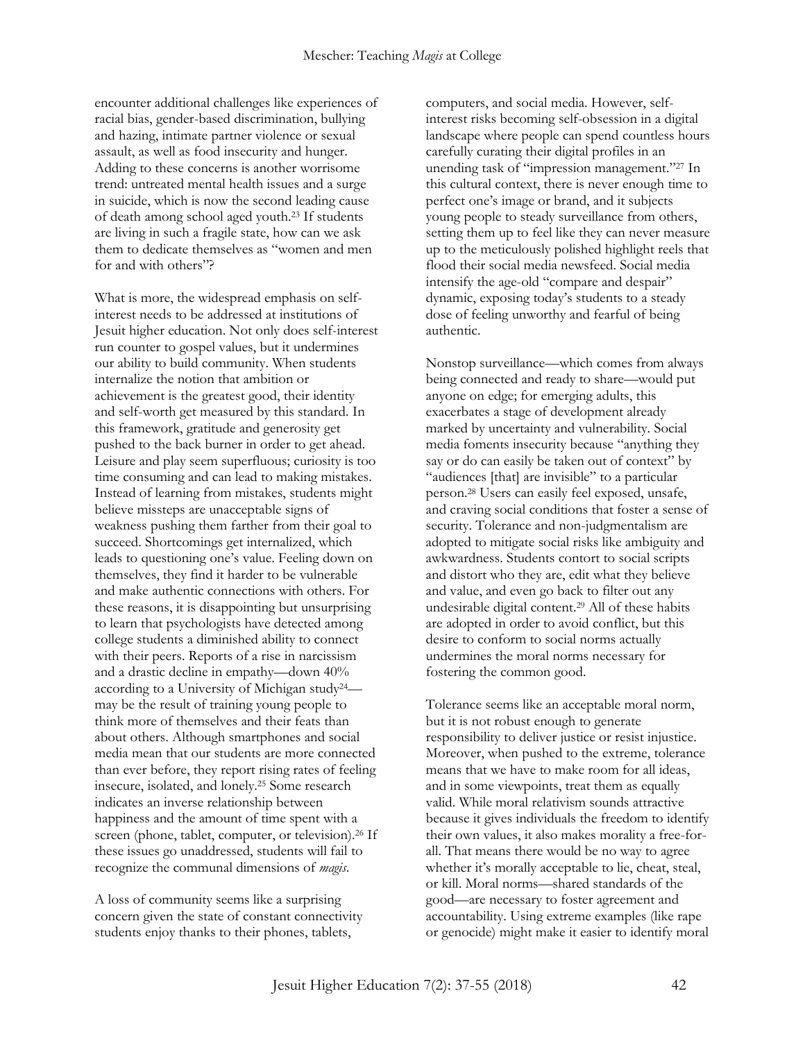encounter additional challenges like experiences of racial bias, gender-based discrimination, bullying and hazing, intimate partner violence or sexual assault, as well as food insecurity and hunger. Adding to these concerns is another worrisome trend: untreated mental health issues and a surge in suicide, which is now the second leading cause of death among school aged youth.[23] If students are living in such a fragile state, how can we ask them to dedicate themselves as "women and men for and with others"?

What is more, the widespread emphasis on self-interest needs to be addressed at institutions of Jesuit higher education. Not only does self-interest run counter to gospel values, but it undermines our ability to build community. When students internalize the notion that ambition or achievement is the greatest good, their identity and self-worth get measured by this standard. In this framework, gratitude and generosity get pushed to the back burner in order to get ahead. Leisure and play seem superfluous; curiosity is too time consuming and can lead to making mistakes. Instead of learning from mistakes, students might believe missteps are unacceptable signs of weakness pushing them farther from their goal to succeed. Shortcomings get internalized, which leads to questioning one's value. Feeling down on themselves, they find it harder to be vulnerable and make authentic connections with others. For these reasons, it is disappointing but unsurprising to learn that psychologists have detected among college students a diminished ability to connect with their peers. Reports of a rise in narcissism and a drastic decline in empathy—down 40% according to a University of Michigan study[24]—may be the result of training young people to think more of themselves and their feats than about others. Although smartphones and social media mean that our students are more connected than ever before, they report rising rates of feeling insecure, isolated, and lonely.[25] Some research indicates an inverse relationship between happiness and the amount of time spent with a screen (phone, tablet, computer, or television).[26] If these issues go unaddressed, students will fail to recognize the communal dimensions of *magis*.

A loss of community seems like a surprising concern given the state of constant connectivity students enjoy thanks to their phones, tablets, computers, and social media. However, self-interest risks becoming self-obsession in a digital landscape where people can spend countless hours carefully curating their digital profiles in an unending task of "impression management."[27] In this cultural context, there is never enough time to perfect one's image or brand, and it subjects young people to steady surveillance from others, setting them up to feel like they can never measure up to the meticulously polished highlight reels that flood their social media newsfeed. Social media intensify the age-old "compare and despair" dynamic, exposing today's students to a steady dose of feeling unworthy and fearful of being authentic.

Nonstop surveillance—which comes from always being connected and ready to share—would put anyone on edge; for emerging adults, this exacerbates a stage of development already marked by uncertainty and vulnerability. Social media foments insecurity because "anything they say or do can easily be taken out of context" by "audiences [that] are invisible" to a particular person.[28] Users can easily feel exposed, unsafe, and craving social conditions that foster a sense of security. Tolerance and non-judgmentalism are adopted to mitigate social risks like ambiguity and awkwardness. Students contort to social scripts and distort who they are, edit what they believe and value, and even go back to filter out any undesirable digital content.[29] All of these habits are adopted in order to avoid conflict, but this desire to conform to social norms actually undermines the moral norms necessary for fostering the common good.

Tolerance seems like an acceptable moral norm, but it is not robust enough to generate responsibility to deliver justice or resist injustice. Moreover, when pushed to the extreme, tolerance means that we have to make room for all ideas, and in some viewpoints, treat them as equally valid. While moral relativism sounds attractive because it gives individuals the freedom to identify their own values, it also makes morality a free-for-all. That means there would be no way to agree whether it's morally acceptable to lie, cheat, steal, or kill. Moral norms—shared standards of the good—are necessary to foster agreement and accountability. Using extreme examples (like rape or genocide) might make it easier to identify moral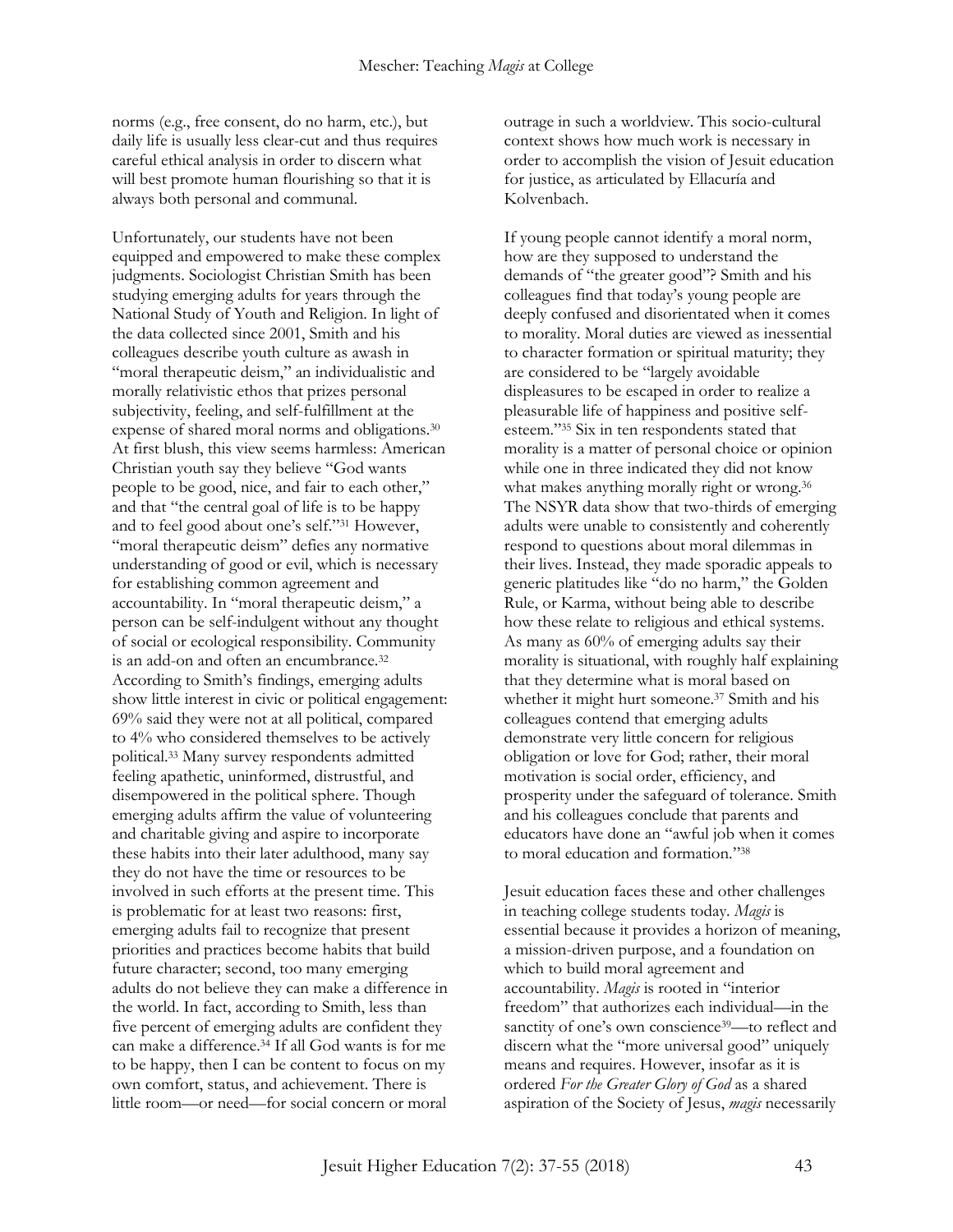norms (e.g., free consent, do no harm, etc.), but daily life is usually less clear-cut and thus requires careful ethical analysis in order to discern what will best promote human flourishing so that it is always both personal and communal.

Unfortunately, our students have not been equipped and empowered to make these complex judgments. Sociologist Christian Smith has been studying emerging adults for years through the National Study of Youth and Religion. In light of the data collected since 2001, Smith and his colleagues describe youth culture as awash in "moral therapeutic deism," an individualistic and morally relativistic ethos that prizes personal subjectivity, feeling, and self-fulfillment at the expense of shared moral norms and obligations.[30] At first blush, this view seems harmless: American Christian youth say they believe "God wants people to be good, nice, and fair to each other," and that "the central goal of life is to be happy and to feel good about one's self."[31] However, "moral therapeutic deism" defies any normative understanding of good or evil, which is necessary for establishing common agreement and accountability. In "moral therapeutic deism," a person can be self-indulgent without any thought of social or ecological responsibility. Community is an add-on and often an encumbrance.[32] According to Smith's findings, emerging adults show little interest in civic or political engagement: 69% said they were not at all political, compared to 4% who considered themselves to be actively political.[33] Many survey respondents admitted feeling apathetic, uninformed, distrustful, and disempowered in the political sphere. Though emerging adults affirm the value of volunteering and charitable giving and aspire to incorporate these habits into their later adulthood, many say they do not have the time or resources to be involved in such efforts at the present time. This is problematic for at least two reasons: first, emerging adults fail to recognize that present priorities and practices become habits that build future character; second, too many emerging adults do not believe they can make a difference in the world. In fact, according to Smith, less than five percent of emerging adults are confident they can make a difference.[34] If all God wants is for me to be happy, then I can be content to focus on my own comfort, status, and achievement. There is little room—or need—for social concern or moral outrage in such a worldview. This socio-cultural context shows how much work is necessary in order to accomplish the vision of Jesuit education for justice, as articulated by Ellacuría and Kolvenbach.

If young people cannot identify a moral norm, how are they supposed to understand the demands of "the greater good"? Smith and his colleagues find that today's young people are deeply confused and disorientated when it comes to morality. Moral duties are viewed as inessential to character formation or spiritual maturity; they are considered to be "largely avoidable displeasures to be escaped in order to realize a pleasurable life of happiness and positive self-esteem."[35] Six in ten respondents stated that morality is a matter of personal choice or opinion while one in three indicated they did not know what makes anything morally right or wrong.[36] The NSYR data show that two-thirds of emerging adults were unable to consistently and coherently respond to questions about moral dilemmas in their lives. Instead, they made sporadic appeals to generic platitudes like "do no harm," the Golden Rule, or Karma, without being able to describe how these relate to religious and ethical systems. As many as 60% of emerging adults say their morality is situational, with roughly half explaining that they determine what is moral based on whether it might hurt someone.[37] Smith and his colleagues contend that emerging adults demonstrate very little concern for religious obligation or love for God; rather, their moral motivation is social order, efficiency, and prosperity under the safeguard of tolerance. Smith and his colleagues conclude that parents and educators have done an "awful job when it comes to moral education and formation."[38]

Jesuit education faces these and other challenges in teaching college students today. *Magis* is essential because it provides a horizon of meaning, a mission-driven purpose, and a foundation on which to build moral agreement and accountability. *Magis* is rooted in "interior freedom" that authorizes each individual—in the sanctity of one's own conscience[39]—to reflect and discern what the "more universal good" uniquely means and requires. However, insofar as it is ordered *For the Greater Glory of God* as a shared aspiration of the Society of Jesus, *magis* necessarily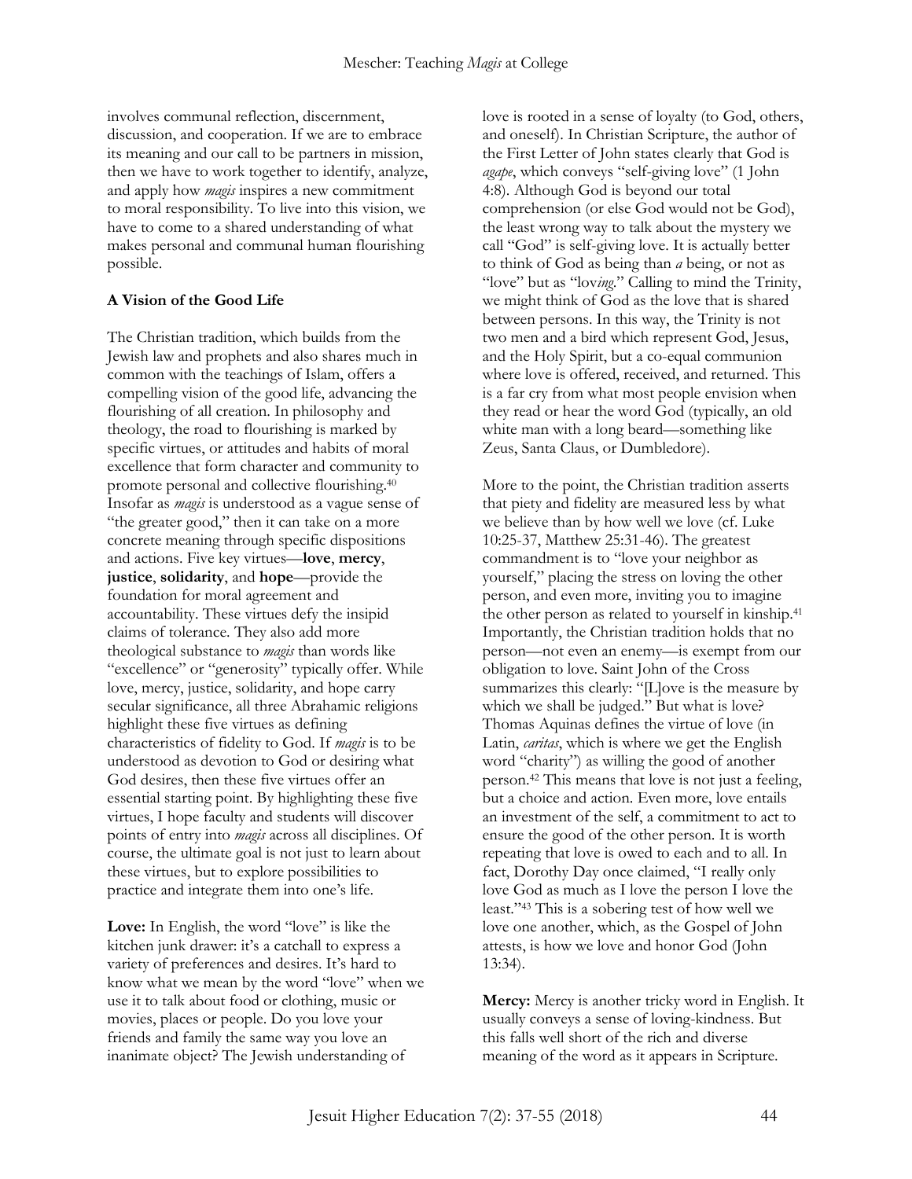involves communal reflection, discernment, discussion, and cooperation. If we are to embrace its meaning and our call to be partners in mission, then we have to work together to identify, analyze, and apply how *magis* inspires a new commitment to moral responsibility. To live into this vision, we have to come to a shared understanding of what makes personal and communal human flourishing possible.

**A Vision of the Good Life**

The Christian tradition, which builds from the Jewish law and prophets and also shares much in common with the teachings of Islam, offers a compelling vision of the good life, advancing the flourishing of all creation. In philosophy and theology, the road to flourishing is marked by specific virtues, or attitudes and habits of moral excellence that form character and community to promote personal and collective flourishing.[40] Insofar as *magis* is understood as a vague sense of "the greater good," then it can take on a more concrete meaning through specific dispositions and actions. Five key virtues—**love**, **mercy**, **justice**, **solidarity**, and **hope**—provide the foundation for moral agreement and accountability. These virtues defy the insipid claims of tolerance. They also add more theological substance to *magis* than words like "excellence" or "generosity" typically offer. While love, mercy, justice, solidarity, and hope carry secular significance, all three Abrahamic religions highlight these five virtues as defining characteristics of fidelity to God. If *magis* is to be understood as devotion to God or desiring what God desires, then these five virtues offer an essential starting point. By highlighting these five virtues, I hope faculty and students will discover points of entry into *magis* across all disciplines. Of course, the ultimate goal is not just to learn about these virtues, but to explore possibilities to practice and integrate them into one's life.

**Love:** In English, the word "love" is like the kitchen junk drawer: it's a catchall to express a variety of preferences and desires. It's hard to know what we mean by the word "love" when we use it to talk about food or clothing, music or movies, places or people. Do you love your friends and family the same way you love an inanimate object? The Jewish understanding of love is rooted in a sense of loyalty (to God, others, and oneself). In Christian Scripture, the author of the First Letter of John states clearly that God is *agape*, which conveys "self-giving love" (1 John 4:8). Although God is beyond our total comprehension (or else God would not be God), the least wrong way to talk about the mystery we call "God" is self-giving love. It is actually better to think of God as being than *a* being, or not as "love" but as "lov*ing*." Calling to mind the Trinity, we might think of God as the love that is shared between persons. In this way, the Trinity is not two men and a bird which represent God, Jesus, and the Holy Spirit, but a co-equal communion where love is offered, received, and returned. This is a far cry from what most people envision when they read or hear the word God (typically, an old white man with a long beard—something like Zeus, Santa Claus, or Dumbledore).

More to the point, the Christian tradition asserts that piety and fidelity are measured less by what we believe than by how well we love (cf. Luke 10:25-37, Matthew 25:31-46). The greatest commandment is to "love your neighbor as yourself," placing the stress on loving the other person, and even more, inviting you to imagine the other person as related to yourself in kinship.[41] Importantly, the Christian tradition holds that no person—not even an enemy—is exempt from our obligation to love. Saint John of the Cross summarizes this clearly: "[L]ove is the measure by which we shall be judged." But what is love? Thomas Aquinas defines the virtue of love (in Latin, *caritas*, which is where we get the English word "charity") as willing the good of another person.[42] This means that love is not just a feeling, but a choice and action. Even more, love entails an investment of the self, a commitment to act to ensure the good of the other person. It is worth repeating that love is owed to each and to all. In fact, Dorothy Day once claimed, "I really only love God as much as I love the person I love the least."[43] This is a sobering test of how well we love one another, which, as the Gospel of John attests, is how we love and honor God (John 13:34).

**Mercy:** Mercy is another tricky word in English. It usually conveys a sense of loving-kindness. But this falls well short of the rich and diverse meaning of the word as it appears in Scripture.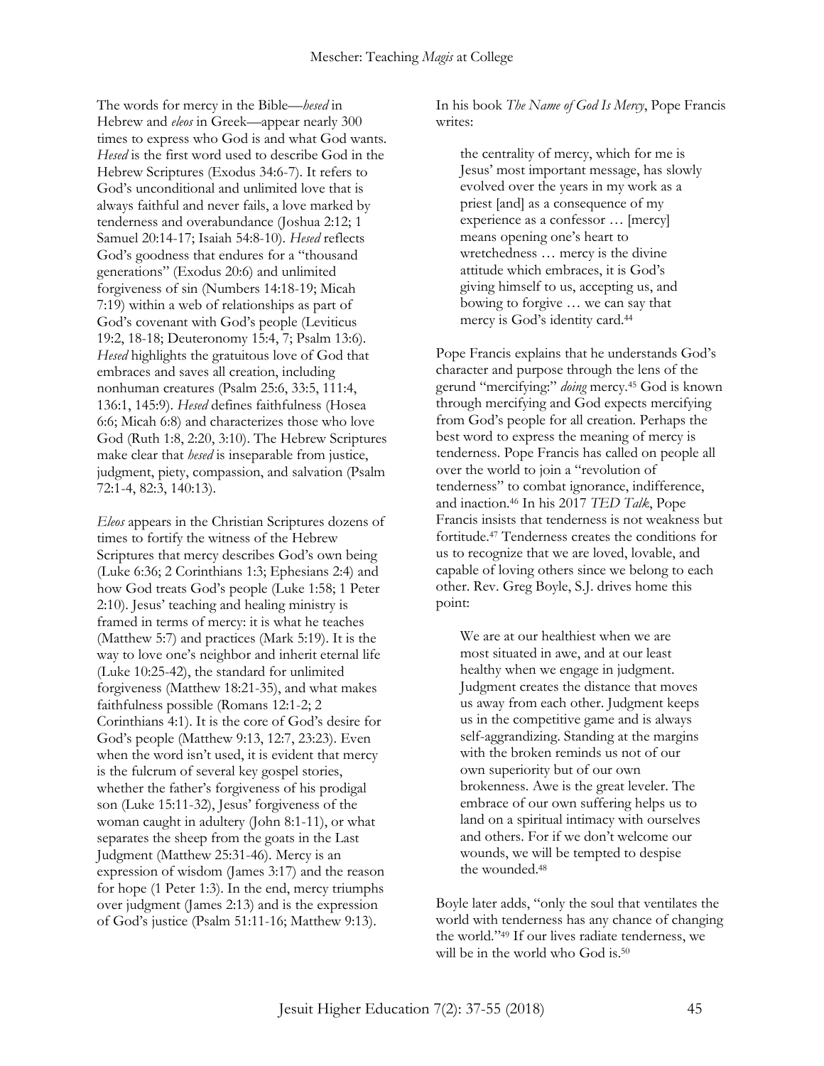The words for mercy in the Bible—*hesed* in Hebrew and *eleos* in Greek—appear nearly 300 times to express who God is and what God wants. *Hesed* is the first word used to describe God in the Hebrew Scriptures (Exodus 34:6-7). It refers to God's unconditional and unlimited love that is always faithful and never fails, a love marked by tenderness and overabundance (Joshua 2:12; 1 Samuel 20:14-17; Isaiah 54:8-10). *Hesed* reflects God's goodness that endures for a "thousand generations" (Exodus 20:6) and unlimited forgiveness of sin (Numbers 14:18-19; Micah 7:19) within a web of relationships as part of God's covenant with God's people (Leviticus 19:2, 18-18; Deuteronomy 15:4, 7; Psalm 13:6). *Hesed* highlights the gratuitous love of God that embraces and saves all creation, including nonhuman creatures (Psalm 25:6, 33:5, 111:4, 136:1, 145:9). *Hesed* defines faithfulness (Hosea 6:6; Micah 6:8) and characterizes those who love God (Ruth 1:8, 2:20, 3:10). The Hebrew Scriptures make clear that *hesed* is inseparable from justice, judgment, piety, compassion, and salvation (Psalm 72:1-4, 82:3, 140:13).

*Eleos* appears in the Christian Scriptures dozens of times to fortify the witness of the Hebrew Scriptures that mercy describes God's own being (Luke 6:36; 2 Corinthians 1:3; Ephesians 2:4) and how God treats God's people (Luke 1:58; 1 Peter 2:10). Jesus' teaching and healing ministry is framed in terms of mercy: it is what he teaches (Matthew 5:7) and practices (Mark 5:19). It is the way to love one's neighbor and inherit eternal life (Luke 10:25-42), the standard for unlimited forgiveness (Matthew 18:21-35), and what makes faithfulness possible (Romans 12:1-2; 2 Corinthians 4:1). It is the core of God's desire for God's people (Matthew 9:13, 12:7, 23:23). Even when the word isn't used, it is evident that mercy is the fulcrum of several key gospel stories, whether the father's forgiveness of his prodigal son (Luke 15:11-32), Jesus' forgiveness of the woman caught in adultery (John 8:1-11), or what separates the sheep from the goats in the Last Judgment (Matthew 25:31-46). Mercy is an expression of wisdom (James 3:17) and the reason for hope (1 Peter 1:3). In the end, mercy triumphs over judgment (James 2:13) and is the expression of God's justice (Psalm 51:11-16; Matthew 9:13).

In his book *The Name of God Is Mercy*, Pope Francis writes:

> the centrality of mercy, which for me is Jesus' most important message, has slowly evolved over the years in my work as a priest [and] as a consequence of my experience as a confessor … [mercy] means opening one's heart to wretchedness … mercy is the divine attitude which embraces, it is God's giving himself to us, accepting us, and bowing to forgive … we can say that mercy is God's identity card.[44]

Pope Francis explains that he understands God's character and purpose through the lens of the gerund "mercifying:" *doing* mercy.[45] God is known through mercifying and God expects mercifying from God's people for all creation. Perhaps the best word to express the meaning of mercy is tenderness. Pope Francis has called on people all over the world to join a "revolution of tenderness" to combat ignorance, indifference, and inaction.[46] In his 2017 *TED Talk*, Pope Francis insists that tenderness is not weakness but fortitude.[47] Tenderness creates the conditions for us to recognize that we are loved, lovable, and capable of loving others since we belong to each other. Rev. Greg Boyle, S.J. drives home this point:

> We are at our healthiest when we are most situated in awe, and at our least healthy when we engage in judgment. Judgment creates the distance that moves us away from each other. Judgment keeps us in the competitive game and is always self-aggrandizing. Standing at the margins with the broken reminds us not of our own superiority but of our own brokenness. Awe is the great leveler. The embrace of our own suffering helps us to land on a spiritual intimacy with ourselves and others. For if we don't welcome our wounds, we will be tempted to despise the wounded.[48]

Boyle later adds, "only the soul that ventilates the world with tenderness has any chance of changing the world."[49] If our lives radiate tenderness, we will be in the world who God is.[50]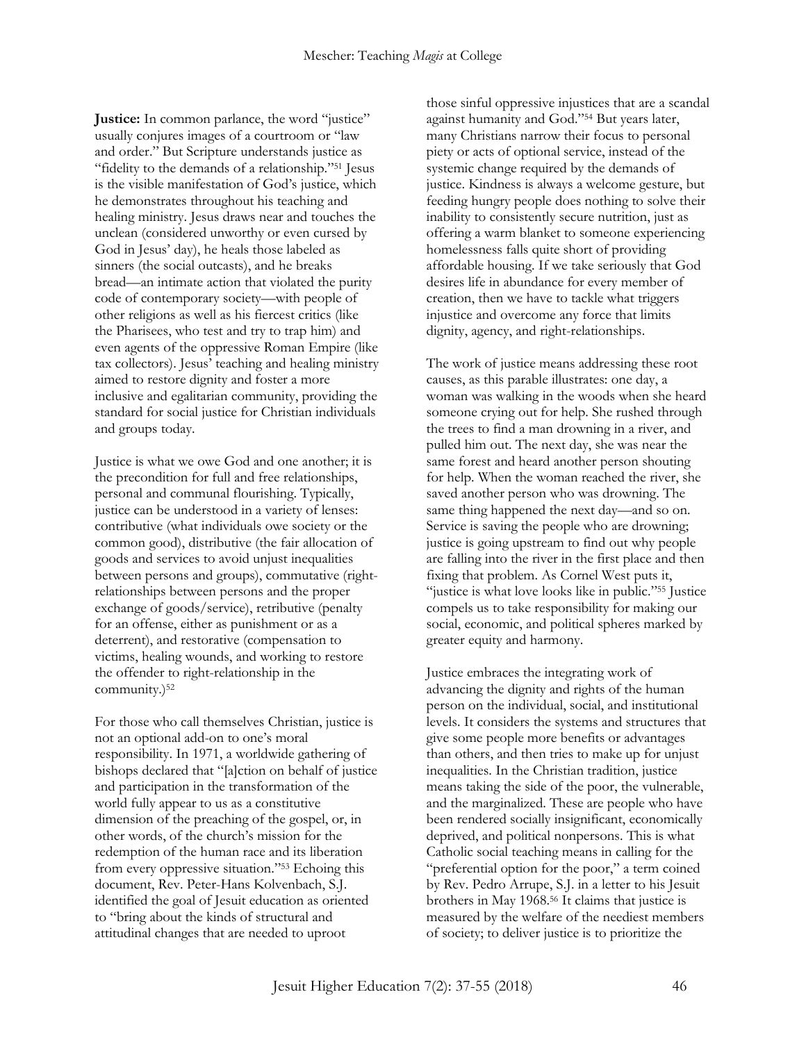**Justice:** In common parlance, the word "justice" usually conjures images of a courtroom or "law and order." But Scripture understands justice as "fidelity to the demands of a relationship."[51] Jesus is the visible manifestation of God's justice, which he demonstrates throughout his teaching and healing ministry. Jesus draws near and touches the unclean (considered unworthy or even cursed by God in Jesus' day), he heals those labeled as sinners (the social outcasts), and he breaks bread—an intimate action that violated the purity code of contemporary society—with people of other religions as well as his fiercest critics (like the Pharisees, who test and try to trap him) and even agents of the oppressive Roman Empire (like tax collectors). Jesus' teaching and healing ministry aimed to restore dignity and foster a more inclusive and egalitarian community, providing the standard for social justice for Christian individuals and groups today.

Justice is what we owe God and one another; it is the precondition for full and free relationships, personal and communal flourishing. Typically, justice can be understood in a variety of lenses: contributive (what individuals owe society or the common good), distributive (the fair allocation of goods and services to avoid unjust inequalities between persons and groups), commutative (right-relationships between persons and the proper exchange of goods/service), retributive (penalty for an offense, either as punishment or as a deterrent), and restorative (compensation to victims, healing wounds, and working to restore the offender to right-relationship in the community.)[52]

For those who call themselves Christian, justice is not an optional add-on to one's moral responsibility. In 1971, a worldwide gathering of bishops declared that "[a]ction on behalf of justice and participation in the transformation of the world fully appear to us as a constitutive dimension of the preaching of the gospel, or, in other words, of the church's mission for the redemption of the human race and its liberation from every oppressive situation."[53] Echoing this document, Rev. Peter-Hans Kolvenbach, S.J. identified the goal of Jesuit education as oriented to "bring about the kinds of structural and attitudinal changes that are needed to uproot those sinful oppressive injustices that are a scandal against humanity and God."[54] But years later, many Christians narrow their focus to personal piety or acts of optional service, instead of the systemic change required by the demands of justice. Kindness is always a welcome gesture, but feeding hungry people does nothing to solve their inability to consistently secure nutrition, just as offering a warm blanket to someone experiencing homelessness falls quite short of providing affordable housing. If we take seriously that God desires life in abundance for every member of creation, then we have to tackle what triggers injustice and overcome any force that limits dignity, agency, and right-relationships.

The work of justice means addressing these root causes, as this parable illustrates: one day, a woman was walking in the woods when she heard someone crying out for help. She rushed through the trees to find a man drowning in a river, and pulled him out. The next day, she was near the same forest and heard another person shouting for help. When the woman reached the river, she saved another person who was drowning. The same thing happened the next day—and so on. Service is saving the people who are drowning; justice is going upstream to find out why people are falling into the river in the first place and then fixing that problem. As Cornel West puts it, "justice is what love looks like in public."[55] Justice compels us to take responsibility for making our social, economic, and political spheres marked by greater equity and harmony.

Justice embraces the integrating work of advancing the dignity and rights of the human person on the individual, social, and institutional levels. It considers the systems and structures that give some people more benefits or advantages than others, and then tries to make up for unjust inequalities. In the Christian tradition, justice means taking the side of the poor, the vulnerable, and the marginalized. These are people who have been rendered socially insignificant, economically deprived, and political nonpersons. This is what Catholic social teaching means in calling for the "preferential option for the poor," a term coined by Rev. Pedro Arrupe, S.J. in a letter to his Jesuit brothers in May 1968.[56] It claims that justice is measured by the welfare of the neediest members of society; to deliver justice is to prioritize the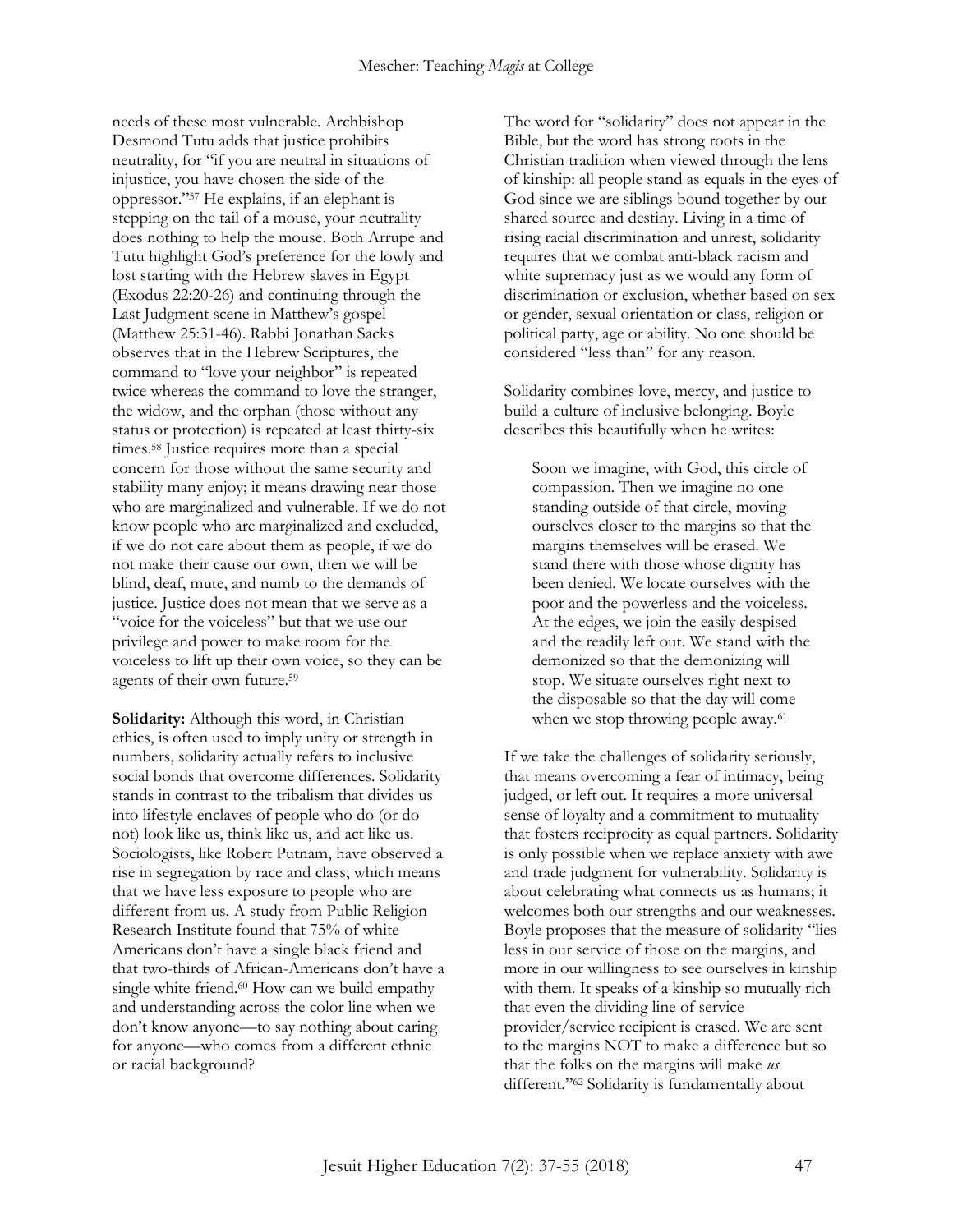needs of these most vulnerable. Archbishop Desmond Tutu adds that justice prohibits neutrality, for "if you are neutral in situations of injustice, you have chosen the side of the oppressor."[57] He explains, if an elephant is stepping on the tail of a mouse, your neutrality does nothing to help the mouse. Both Arrupe and Tutu highlight God's preference for the lowly and lost starting with the Hebrew slaves in Egypt (Exodus 22:20-26) and continuing through the Last Judgment scene in Matthew's gospel (Matthew 25:31-46). Rabbi Jonathan Sacks observes that in the Hebrew Scriptures, the command to "love your neighbor" is repeated twice whereas the command to love the stranger, the widow, and the orphan (those without any status or protection) is repeated at least thirty-six times.[58] Justice requires more than a special concern for those without the same security and stability many enjoy; it means drawing near those who are marginalized and vulnerable. If we do not know people who are marginalized and excluded, if we do not care about them as people, if we do not make their cause our own, then we will be blind, deaf, mute, and numb to the demands of justice. Justice does not mean that we serve as a "voice for the voiceless" but that we use our privilege and power to make room for the voiceless to lift up their own voice, so they can be agents of their own future.[59]

**Solidarity:** Although this word, in Christian ethics, is often used to imply unity or strength in numbers, solidarity actually refers to inclusive social bonds that overcome differences. Solidarity stands in contrast to the tribalism that divides us into lifestyle enclaves of people who do (or do not) look like us, think like us, and act like us. Sociologists, like Robert Putnam, have observed a rise in segregation by race and class, which means that we have less exposure to people who are different from us. A study from Public Religion Research Institute found that 75% of white Americans don't have a single black friend and that two-thirds of African-Americans don't have a single white friend.[60] How can we build empathy and understanding across the color line when we don't know anyone—to say nothing about caring for anyone—who comes from a different ethnic or racial background?

The word for "solidarity" does not appear in the Bible, but the word has strong roots in the Christian tradition when viewed through the lens of kinship: all people stand as equals in the eyes of God since we are siblings bound together by our shared source and destiny. Living in a time of rising racial discrimination and unrest, solidarity requires that we combat anti-black racism and white supremacy just as we would any form of discrimination or exclusion, whether based on sex or gender, sexual orientation or class, religion or political party, age or ability. No one should be considered "less than" for any reason.

Solidarity combines love, mercy, and justice to build a culture of inclusive belonging. Boyle describes this beautifully when he writes:

> Soon we imagine, with God, this circle of compassion. Then we imagine no one standing outside of that circle, moving ourselves closer to the margins so that the margins themselves will be erased. We stand there with those whose dignity has been denied. We locate ourselves with the poor and the powerless and the voiceless. At the edges, we join the easily despised and the readily left out. We stand with the demonized so that the demonizing will stop. We situate ourselves right next to the disposable so that the day will come when we stop throwing people away.[61]

If we take the challenges of solidarity seriously, that means overcoming a fear of intimacy, being judged, or left out. It requires a more universal sense of loyalty and a commitment to mutuality that fosters reciprocity as equal partners. Solidarity is only possible when we replace anxiety with awe and trade judgment for vulnerability. Solidarity is about celebrating what connects us as humans; it welcomes both our strengths and our weaknesses. Boyle proposes that the measure of solidarity "lies less in our service of those on the margins, and more in our willingness to see ourselves in kinship with them. It speaks of a kinship so mutually rich that even the dividing line of service provider/service recipient is erased. We are sent to the margins NOT to make a difference but so that the folks on the margins will make *us* different."[62] Solidarity is fundamentally about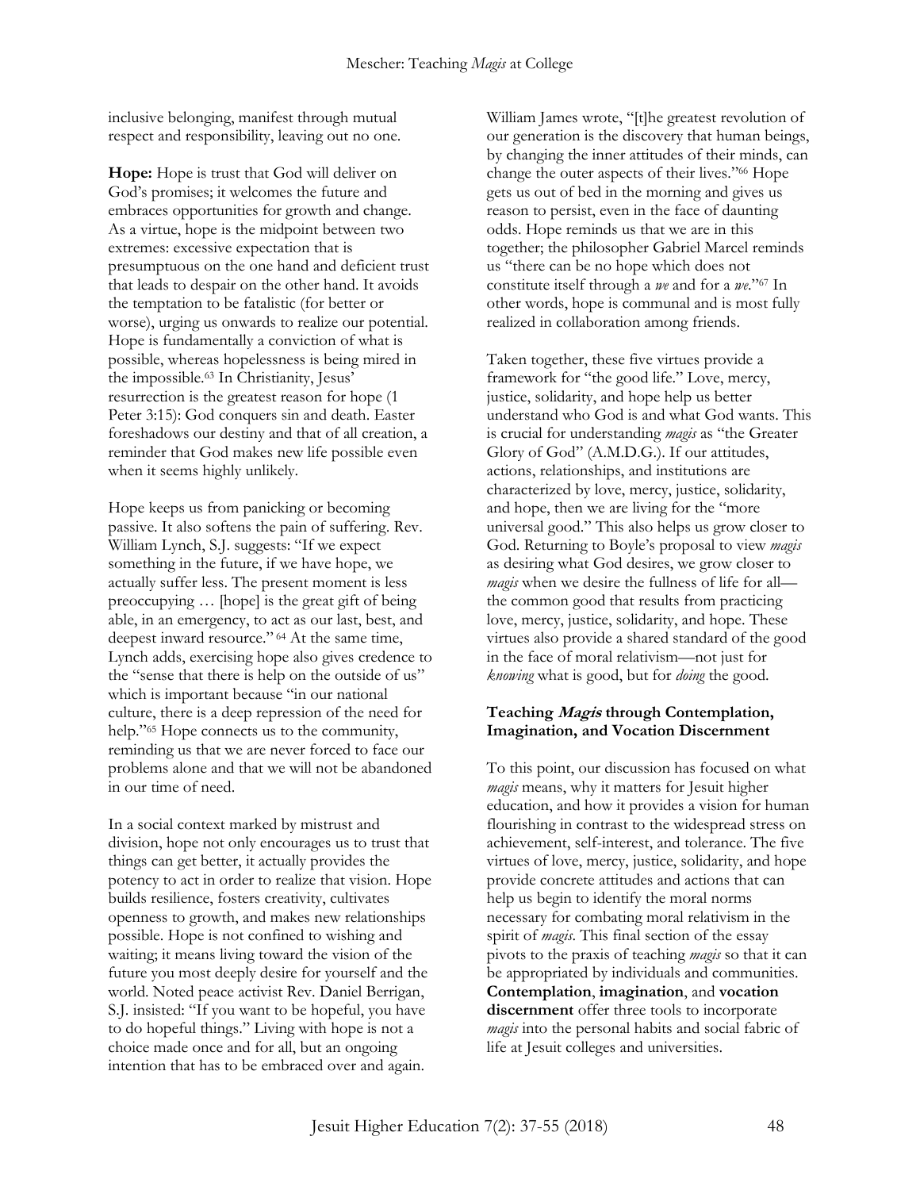inclusive belonging, manifest through mutual respect and responsibility, leaving out no one.

**Hope:** Hope is trust that God will deliver on God's promises; it welcomes the future and embraces opportunities for growth and change. As a virtue, hope is the midpoint between two extremes: excessive expectation that is presumptuous on the one hand and deficient trust that leads to despair on the other hand. It avoids the temptation to be fatalistic (for better or worse), urging us onwards to realize our potential. Hope is fundamentally a conviction of what is possible, whereas hopelessness is being mired in the impossible.[63] In Christianity, Jesus' resurrection is the greatest reason for hope (1 Peter 3:15): God conquers sin and death. Easter foreshadows our destiny and that of all creation, a reminder that God makes new life possible even when it seems highly unlikely.

Hope keeps us from panicking or becoming passive. It also softens the pain of suffering. Rev. William Lynch, S.J. suggests: "If we expect something in the future, if we have hope, we actually suffer less. The present moment is less preoccupying … [hope] is the great gift of being able, in an emergency, to act as our last, best, and deepest inward resource."[64] At the same time, Lynch adds, exercising hope also gives credence to the "sense that there is help on the outside of us" which is important because "in our national culture, there is a deep repression of the need for help."[65] Hope connects us to the community, reminding us that we are never forced to face our problems alone and that we will not be abandoned in our time of need.

In a social context marked by mistrust and division, hope not only encourages us to trust that things can get better, it actually provides the potency to act in order to realize that vision. Hope builds resilience, fosters creativity, cultivates openness to growth, and makes new relationships possible. Hope is not confined to wishing and waiting; it means living toward the vision of the future you most deeply desire for yourself and the world. Noted peace activist Rev. Daniel Berrigan, S.J. insisted: "If you want to be hopeful, you have to do hopeful things." Living with hope is not a choice made once and for all, but an ongoing intention that has to be embraced over and again. William James wrote, "[t]he greatest revolution of our generation is the discovery that human beings, by changing the inner attitudes of their minds, can change the outer aspects of their lives."[66] Hope gets us out of bed in the morning and gives us reason to persist, even in the face of daunting odds. Hope reminds us that we are in this together; the philosopher Gabriel Marcel reminds us "there can be no hope which does not constitute itself through a *we* and for a *we*."[67] In other words, hope is communal and is most fully realized in collaboration among friends.

Taken together, these five virtues provide a framework for "the good life." Love, mercy, justice, solidarity, and hope help us better understand who God is and what God wants. This is crucial for understanding *magis* as "the Greater Glory of God" (A.M.D.G.). If our attitudes, actions, relationships, and institutions are characterized by love, mercy, justice, solidarity, and hope, then we are living for the "more universal good." This also helps us grow closer to God. Returning to Boyle's proposal to view *magis* as desiring what God desires, we grow closer to *magis* when we desire the fullness of life for all—the common good that results from practicing love, mercy, justice, solidarity, and hope. These virtues also provide a shared standard of the good in the face of moral relativism—not just for *knowing* what is good, but for *doing* the good.

### Teaching *Magis* through Contemplation, Imagination, and Vocation Discernment

To this point, our discussion has focused on what *magis* means, why it matters for Jesuit higher education, and how it provides a vision for human flourishing in contrast to the widespread stress on achievement, self-interest, and tolerance. The five virtues of love, mercy, justice, solidarity, and hope provide concrete attitudes and actions that can help us begin to identify the moral norms necessary for combating moral relativism in the spirit of *magis*. This final section of the essay pivots to the praxis of teaching *magis* so that it can be appropriated by individuals and communities. **Contemplation**, **imagination**, and **vocation discernment** offer three tools to incorporate *magis* into the personal habits and social fabric of life at Jesuit colleges and universities.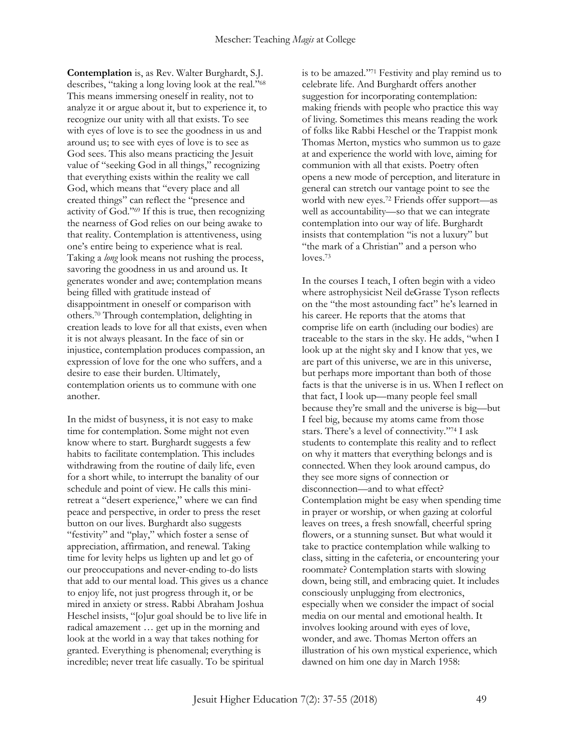**Contemplation** is, as Rev. Walter Burghardt, S.J. describes, "taking a long loving look at the real."[68] This means immersing oneself in reality, not to analyze it or argue about it, but to experience it, to recognize our unity with all that exists. To see with eyes of love is to see the goodness in us and around us; to see with eyes of love is to see as God sees. This also means practicing the Jesuit value of "seeking God in all things," recognizing that everything exists within the reality we call God, which means that "every place and all created things" can reflect the "presence and activity of God."[69] If this is true, then recognizing the nearness of God relies on our being awake to that reality. Contemplation is attentiveness, using one's entire being to experience what is real. Taking a *long* look means not rushing the process, savoring the goodness in us and around us. It generates wonder and awe; contemplation means being filled with gratitude instead of disappointment in oneself or comparison with others.[70] Through contemplation, delighting in creation leads to love for all that exists, even when it is not always pleasant. In the face of sin or injustice, contemplation produces compassion, an expression of love for the one who suffers, and a desire to ease their burden. Ultimately, contemplation orients us to commune with one another.

In the midst of busyness, it is not easy to make time for contemplation. Some might not even know where to start. Burghardt suggests a few habits to facilitate contemplation. This includes withdrawing from the routine of daily life, even for a short while, to interrupt the banality of our schedule and point of view. He calls this mini-retreat a "desert experience," where we can find peace and perspective, in order to press the reset button on our lives. Burghardt also suggests "festivity" and "play," which foster a sense of appreciation, affirmation, and renewal. Taking time for levity helps us lighten up and let go of our preoccupations and never-ending to-do lists that add to our mental load. This gives us a chance to enjoy life, not just progress through it, or be mired in anxiety or stress. Rabbi Abraham Joshua Heschel insists, "[o]ur goal should be to live life in radical amazement … get up in the morning and look at the world in a way that takes nothing for granted. Everything is phenomenal; everything is incredible; never treat life casually. To be spiritual is to be amazed."[71] Festivity and play remind us to celebrate life. And Burghardt offers another suggestion for incorporating contemplation: making friends with people who practice this way of living. Sometimes this means reading the work of folks like Rabbi Heschel or the Trappist monk Thomas Merton, mystics who summon us to gaze at and experience the world with love, aiming for communion with all that exists. Poetry often opens a new mode of perception, and literature in general can stretch our vantage point to see the world with new eyes.[72] Friends offer support—as well as accountability—so that we can integrate contemplation into our way of life. Burghardt insists that contemplation "is not a luxury" but "the mark of a Christian" and a person who loves.[73]

In the courses I teach, I often begin with a video where astrophysicist Neil deGrasse Tyson reflects on the "most astounding fact" he's learned in his career. He reports that the atoms that comprise life on earth (including our bodies) are traceable to the stars in the sky. He adds, "when I look up at the night sky and I know that yes, we are part of this universe, we are in this universe, but perhaps more important than both of those facts is that the universe is in us. When I reflect on that fact, I look up—many people feel small because they're small and the universe is big—but I feel big, because my atoms came from those stars. There's a level of connectivity."[74] I ask students to contemplate this reality and to reflect on why it matters that everything belongs and is connected. When they look around campus, do they see more signs of connection or disconnection—and to what effect? Contemplation might be easy when spending time in prayer or worship, or when gazing at colorful leaves on trees, a fresh snowfall, cheerful spring flowers, or a stunning sunset. But what would it take to practice contemplation while walking to class, sitting in the cafeteria, or encountering your roommate? Contemplation starts with slowing down, being still, and embracing quiet. It includes consciously unplugging from electronics, especially when we consider the impact of social media on our mental and emotional health. It involves looking around with eyes of love, wonder, and awe. Thomas Merton offers an illustration of his own mystical experience, which dawned on him one day in March 1958: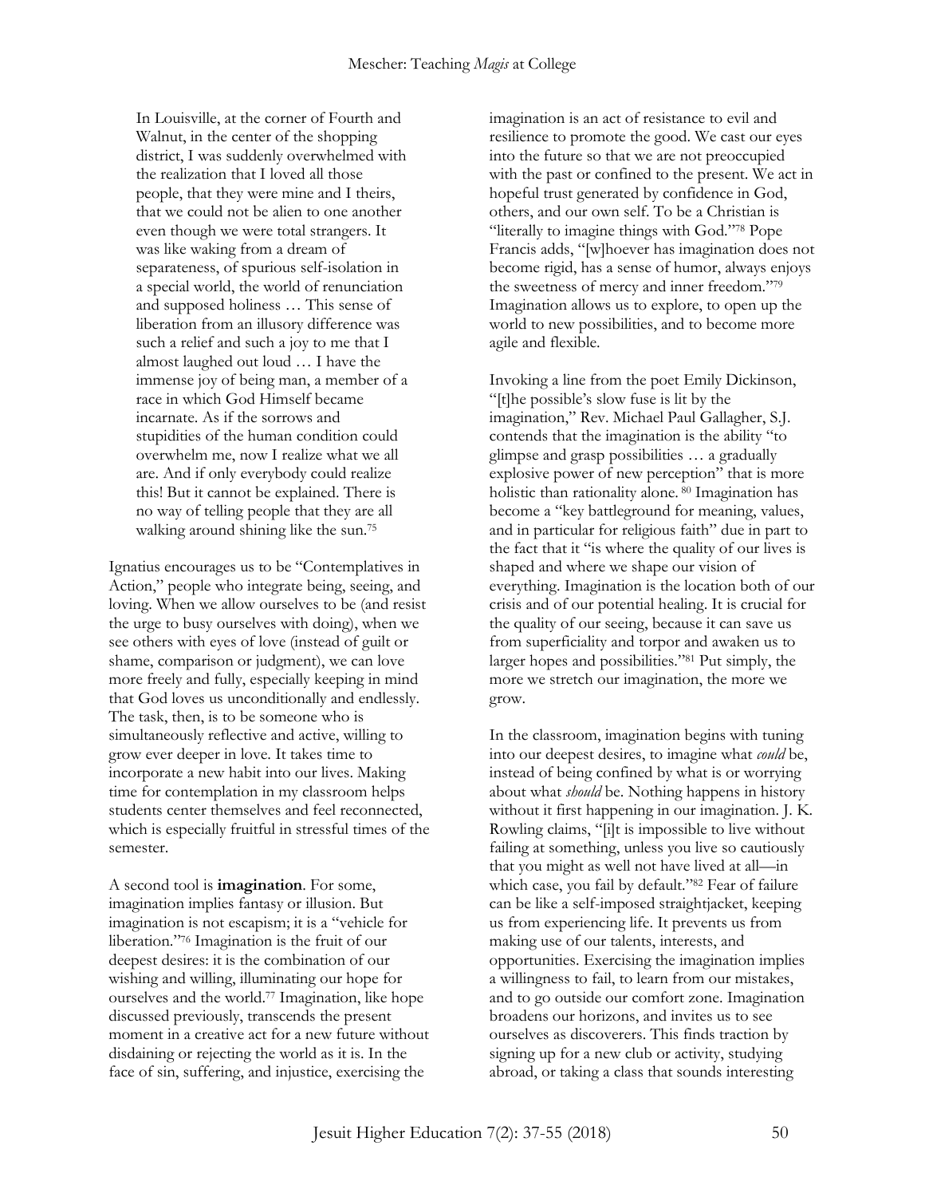> In Louisville, at the corner of Fourth and Walnut, in the center of the shopping district, I was suddenly overwhelmed with the realization that I loved all those people, that they were mine and I theirs, that we could not be alien to one another even though we were total strangers. It was like waking from a dream of separateness, of spurious self-isolation in a special world, the world of renunciation and supposed holiness … This sense of liberation from an illusory difference was such a relief and such a joy to me that I almost laughed out loud … I have the immense joy of being man, a member of a race in which God Himself became incarnate. As if the sorrows and stupidities of the human condition could overwhelm me, now I realize what we all are. And if only everybody could realize this! But it cannot be explained. There is no way of telling people that they are all walking around shining like the sun.[75]

Ignatius encourages us to be "Contemplatives in Action," people who integrate being, seeing, and loving. When we allow ourselves to be (and resist the urge to busy ourselves with doing), when we see others with eyes of love (instead of guilt or shame, comparison or judgment), we can love more freely and fully, especially keeping in mind that God loves us unconditionally and endlessly. The task, then, is to be someone who is simultaneously reflective and active, willing to grow ever deeper in love. It takes time to incorporate a new habit into our lives. Making time for contemplation in my classroom helps students center themselves and feel reconnected, which is especially fruitful in stressful times of the semester.

A second tool is **imagination**. For some, imagination implies fantasy or illusion. But imagination is not escapism; it is a "vehicle for liberation."[76] Imagination is the fruit of our deepest desires: it is the combination of our wishing and willing, illuminating our hope for ourselves and the world.[77] Imagination, like hope discussed previously, transcends the present moment in a creative act for a new future without disdaining or rejecting the world as it is. In the face of sin, suffering, and injustice, exercising the imagination is an act of resistance to evil and resilience to promote the good. We cast our eyes into the future so that we are not preoccupied with the past or confined to the present. We act in hopeful trust generated by confidence in God, others, and our own self. To be a Christian is "literally to imagine things with God."[78] Pope Francis adds, "[w]hoever has imagination does not become rigid, has a sense of humor, always enjoys the sweetness of mercy and inner freedom."[79] Imagination allows us to explore, to open up the world to new possibilities, and to become more agile and flexible.

Invoking a line from the poet Emily Dickinson, "[t]he possible's slow fuse is lit by the imagination," Rev. Michael Paul Gallagher, S.J. contends that the imagination is the ability "to glimpse and grasp possibilities … a gradually explosive power of new perception" that is more holistic than rationality alone.[80] Imagination has become a "key battleground for meaning, values, and in particular for religious faith" due in part to the fact that it "is where the quality of our lives is shaped and where we shape our vision of everything. Imagination is the location both of our crisis and of our potential healing. It is crucial for the quality of our seeing, because it can save us from superficiality and torpor and awaken us to larger hopes and possibilities."[81] Put simply, the more we stretch our imagination, the more we grow.

In the classroom, imagination begins with tuning into our deepest desires, to imagine what *could* be, instead of being confined by what is or worrying about what *should* be. Nothing happens in history without it first happening in our imagination. J. K. Rowling claims, "[i]t is impossible to live without failing at something, unless you live so cautiously that you might as well not have lived at all—in which case, you fail by default."[82] Fear of failure can be like a self-imposed straightjacket, keeping us from experiencing life. It prevents us from making use of our talents, interests, and opportunities. Exercising the imagination implies a willingness to fail, to learn from our mistakes, and to go outside our comfort zone. Imagination broadens our horizons, and invites us to see ourselves as discoverers. This finds traction by signing up for a new club or activity, studying abroad, or taking a class that sounds interesting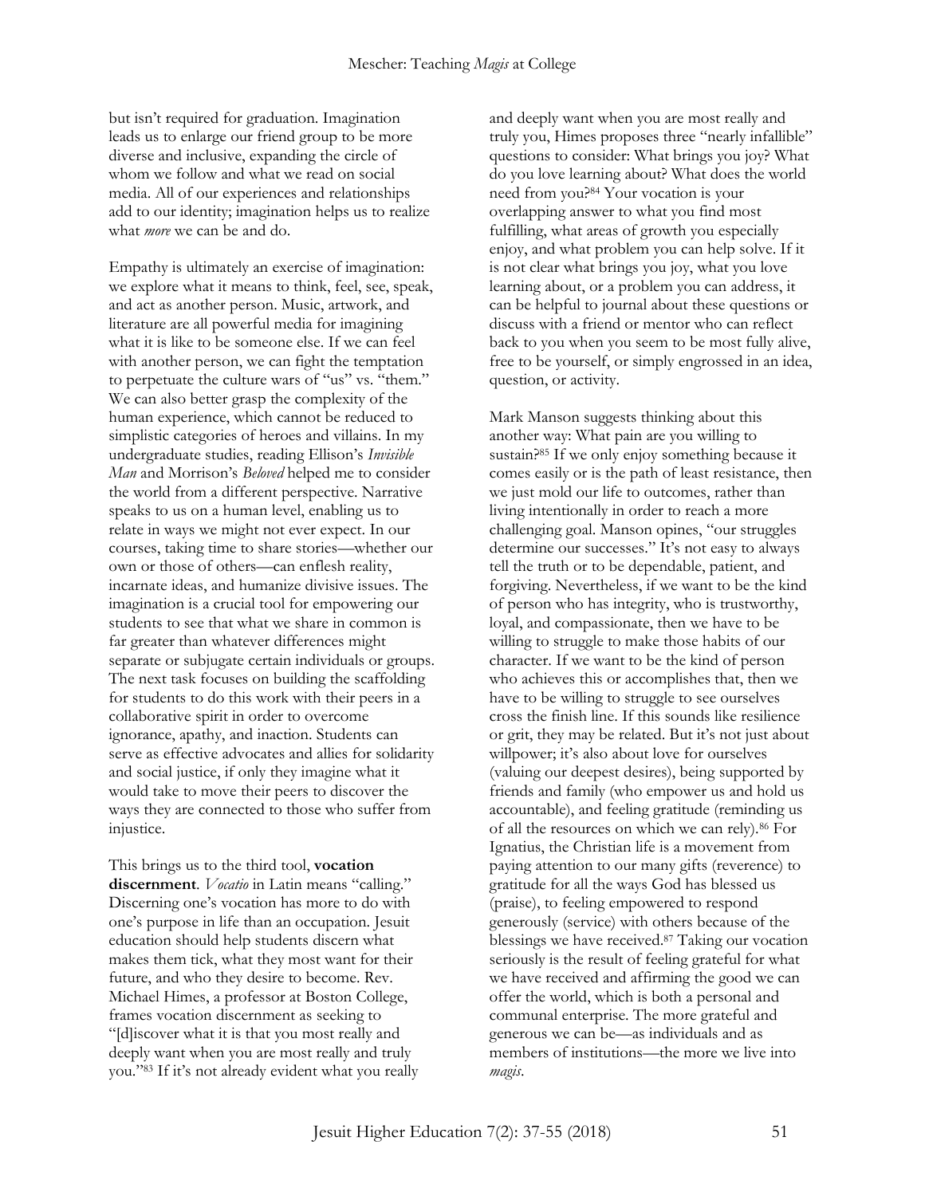but isn't required for graduation. Imagination leads us to enlarge our friend group to be more diverse and inclusive, expanding the circle of whom we follow and what we read on social media. All of our experiences and relationships add to our identity; imagination helps us to realize what *more* we can be and do.

Empathy is ultimately an exercise of imagination: we explore what it means to think, feel, see, speak, and act as another person. Music, artwork, and literature are all powerful media for imagining what it is like to be someone else. If we can feel with another person, we can fight the temptation to perpetuate the culture wars of "us" vs. "them." We can also better grasp the complexity of the human experience, which cannot be reduced to simplistic categories of heroes and villains. In my undergraduate studies, reading Ellison's *Invisible Man* and Morrison's *Beloved* helped me to consider the world from a different perspective. Narrative speaks to us on a human level, enabling us to relate in ways we might not ever expect. In our courses, taking time to share stories—whether our own or those of others—can enflesh reality, incarnate ideas, and humanize divisive issues. The imagination is a crucial tool for empowering our students to see that what we share in common is far greater than whatever differences might separate or subjugate certain individuals or groups. The next task focuses on building the scaffolding for students to do this work with their peers in a collaborative spirit in order to overcome ignorance, apathy, and inaction. Students can serve as effective advocates and allies for solidarity and social justice, if only they imagine what it would take to move their peers to discover the ways they are connected to those who suffer from injustice.

This brings us to the third tool, **vocation discernment**. *Vocatio* in Latin means "calling." Discerning one's vocation has more to do with one's purpose in life than an occupation. Jesuit education should help students discern what makes them tick, what they most want for their future, and who they desire to become. Rev. Michael Himes, a professor at Boston College, frames vocation discernment as seeking to "[d]iscover what it is that you most really and deeply want when you are most really and truly you."[83] If it's not already evident what you really and deeply want when you are most really and truly you, Himes proposes three "nearly infallible" questions to consider: What brings you joy? What do you love learning about? What does the world need from you?[84] Your vocation is your overlapping answer to what you find most fulfilling, what areas of growth you especially enjoy, and what problem you can help solve. If it is not clear what brings you joy, what you love learning about, or a problem you can address, it can be helpful to journal about these questions or discuss with a friend or mentor who can reflect back to you when you seem to be most fully alive, free to be yourself, or simply engrossed in an idea, question, or activity.

Mark Manson suggests thinking about this another way: What pain are you willing to sustain?[85] If we only enjoy something because it comes easily or is the path of least resistance, then we just mold our life to outcomes, rather than living intentionally in order to reach a more challenging goal. Manson opines, "our struggles determine our successes." It's not easy to always tell the truth or to be dependable, patient, and forgiving. Nevertheless, if we want to be the kind of person who has integrity, who is trustworthy, loyal, and compassionate, then we have to be willing to struggle to make those habits of our character. If we want to be the kind of person who achieves this or accomplishes that, then we have to be willing to struggle to see ourselves cross the finish line. If this sounds like resilience or grit, they may be related. But it's not just about willpower; it's also about love for ourselves (valuing our deepest desires), being supported by friends and family (who empower us and hold us accountable), and feeling gratitude (reminding us of all the resources on which we can rely).[86] For Ignatius, the Christian life is a movement from paying attention to our many gifts (reverence) to gratitude for all the ways God has blessed us (praise), to feeling empowered to respond generously (service) with others because of the blessings we have received.[87] Taking our vocation seriously is the result of feeling grateful for what we have received and affirming the good we can offer the world, which is both a personal and communal enterprise. The more grateful and generous we can be—as individuals and as members of institutions—the more we live into *magis*.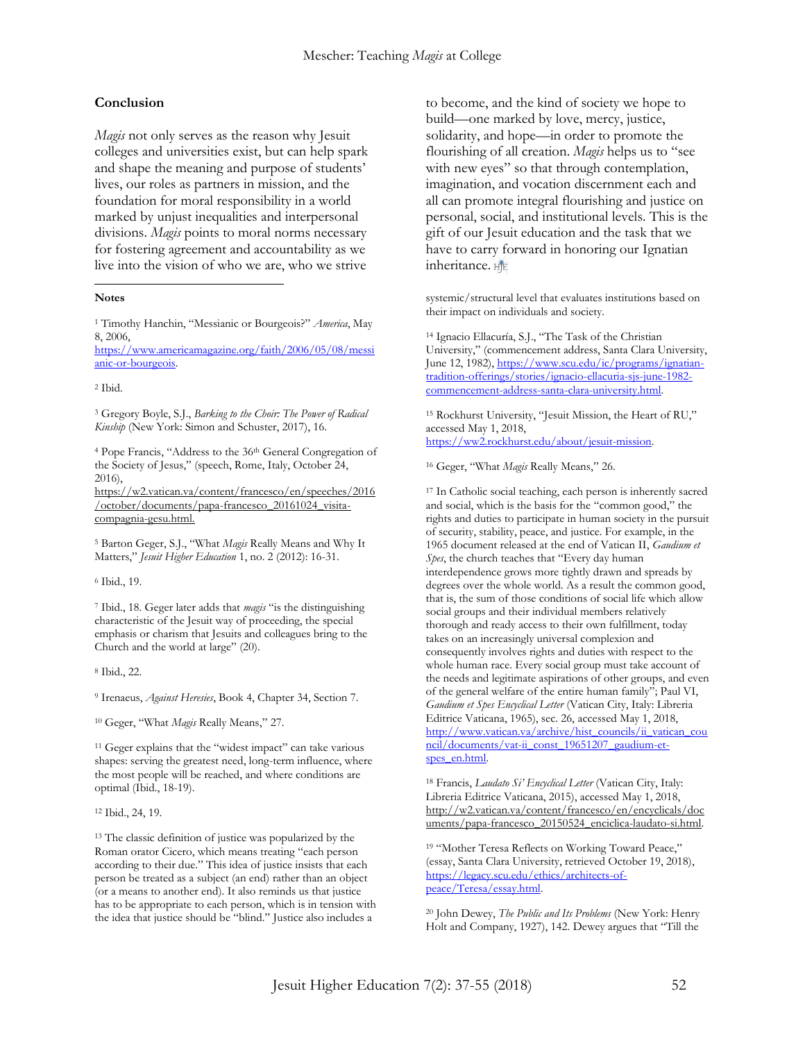## Conclusion

*Magis* not only serves as the reason why Jesuit colleges and universities exist, but can help spark and shape the meaning and purpose of students' lives, our roles as partners in mission, and the foundation for moral responsibility in a world marked by unjust inequalities and interpersonal divisions. *Magis* points to moral norms necessary for fostering agreement and accountability as we live into the vision of who we are, who we strive to become, and the kind of society we hope to build—one marked by love, mercy, justice, solidarity, and hope—in order to promote the flourishing of all creation. *Magis* helps us to "see with new eyes" so that through contemplation, imagination, and vocation discernment each and all can promote integral flourishing and justice on personal, social, and institutional levels. This is the gift of our Jesuit education and the task that we have to carry forward in honoring our Ignatian inheritance.

---

**Notes**

[1] Timothy Hanchin, "Messianic or Bourgeois?" *America*, May 8, 2006, https://www.americamagazine.org/faith/2006/05/08/messianic-or-bourgeois.

[2] Ibid.

[3] Gregory Boyle, S.J., *Barking to the Choir: The Power of Radical Kinship* (New York: Simon and Schuster, 2017), 16.

[4] Pope Francis, "Address to the 36th General Congregation of the Society of Jesus," (speech, Rome, Italy, October 24, 2016), https://w2.vatican.va/content/francesco/en/speeches/2016/october/documents/papa-francesco_20161024_visita-compagnia-gesu.html.

[5] Barton Geger, S.J., "What *Magis* Really Means and Why It Matters," *Jesuit Higher Education* 1, no. 2 (2012): 16-31.

[6] Ibid., 19.

[7] Ibid., 18. Geger later adds that *magis* "is the distinguishing characteristic of the Jesuit way of proceeding, the special emphasis or charism that Jesuits and colleagues bring to the Church and the world at large" (20).

[8] Ibid., 22.

[9] Irenaeus, *Against Heresies*, Book 4, Chapter 34, Section 7.

[10] Geger, "What *Magis* Really Means," 27.

[11] Geger explains that the "widest impact" can take various shapes: serving the greatest need, long-term influence, where the most people will be reached, and where conditions are optimal (Ibid., 18-19).

[12] Ibid., 24, 19.

[13] The classic definition of justice was popularized by the Roman orator Cicero, which means treating "each person according to their due." This idea of justice insists that each person be treated as a subject (an end) rather than an object (or a means to another end). It also reminds us that justice has to be appropriate to each person, which is in tension with the idea that justice should be "blind." Justice also includes a systemic/structural level that evaluates institutions based on their impact on individuals and society.

[14] Ignacio Ellacuría, S.J., "The Task of the Christian University," (commencement address, Santa Clara University, June 12, 1982), https://www.scu.edu/ic/programs/ignatian-tradition-offerings/stories/ignacio-ellacuria-sjs-june-1982-commencement-address-santa-clara-university.html.

[15] Rockhurst University, "Jesuit Mission, the Heart of RU," accessed May 1, 2018, https://ww2.rockhurst.edu/about/jesuit-mission.

[16] Geger, "What *Magis* Really Means," 26.

[17] In Catholic social teaching, each person is inherently sacred and social, which is the basis for the "common good," the rights and duties to participate in human society in the pursuit of security, stability, peace, and justice. For example, in the 1965 document released at the end of Vatican II, *Gaudium et Spes*, the church teaches that "Every day human interdependence grows more tightly drawn and spreads by degrees over the whole world. As a result the common good, that is, the sum of those conditions of social life which allow social groups and their individual members relatively thorough and ready access to their own fulfillment, today takes on an increasingly universal complexion and consequently involves rights and duties with respect to the whole human race. Every social group must take account of the needs and legitimate aspirations of other groups, and even of the general welfare of the entire human family"; Paul VI, *Gaudium et Spes Encyclical Letter* (Vatican City, Italy: Libreria Editrice Vaticana, 1965), sec. 26, accessed May 1, 2018, http://www.vatican.va/archive/hist_councils/ii_vatican_council/documents/vat-ii_const_19651207_gaudium-et-spes_en.html.

[18] Francis, *Laudato Si' Encyclical Letter* (Vatican City, Italy: Libreria Editrice Vaticana, 2015), accessed May 1, 2018, http://w2.vatican.va/content/francesco/en/encyclicals/documents/papa-francesco_20150524_enciclica-laudato-si.html.

[19] "Mother Teresa Reflects on Working Toward Peace," (essay, Santa Clara University, retrieved October 19, 2018), https://legacy.scu.edu/ethics/architects-of-peace/Teresa/essay.html.

[20] John Dewey, *The Public and Its Problems* (New York: Henry Holt and Company, 1927), 142. Dewey argues that "Till the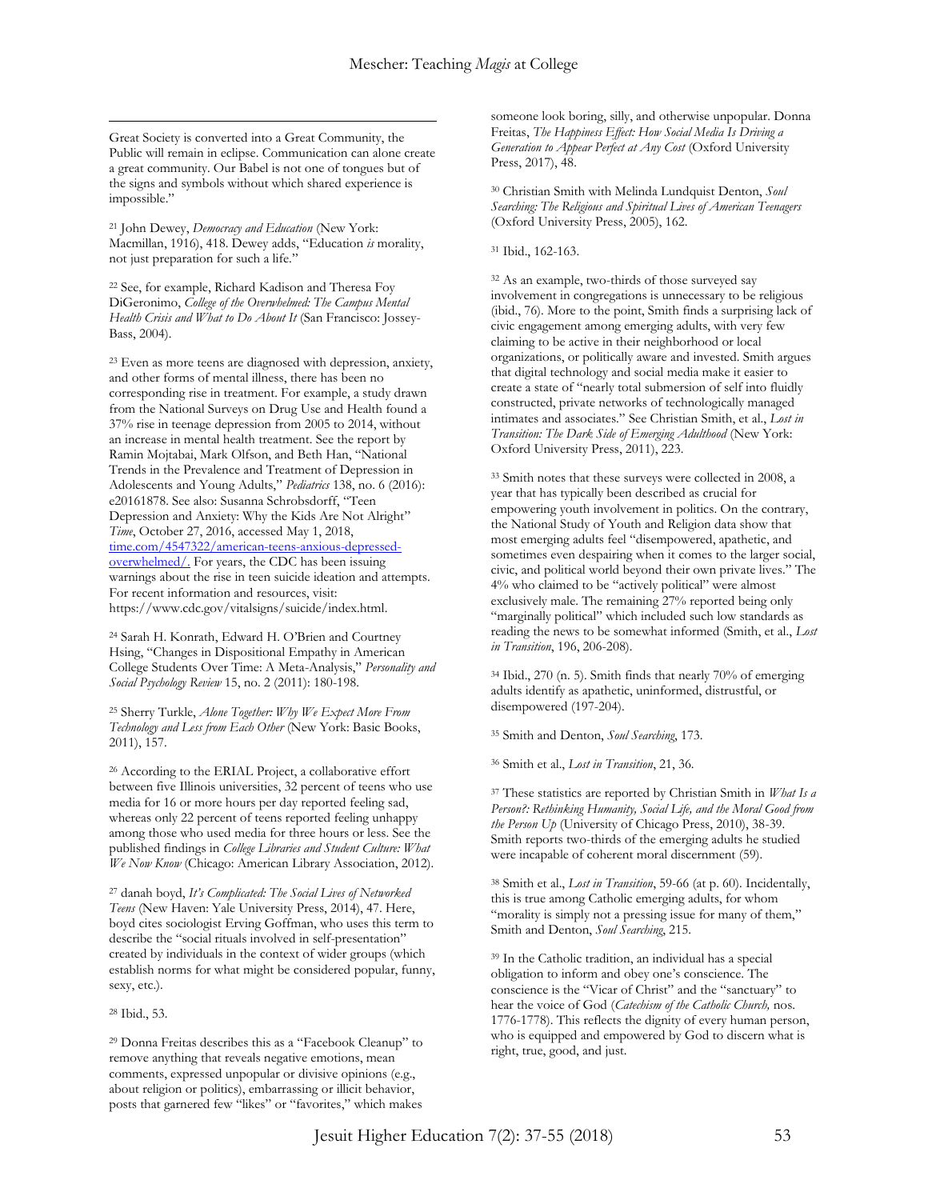Great Society is converted into a Great Community, the Public will remain in eclipse. Communication can alone create a great community. Our Babel is not one of tongues but of the signs and symbols without which shared experience is impossible."

[21] John Dewey, *Democracy and Education* (New York: Macmillan, 1916), 418. Dewey adds, "Education *is* morality, not just preparation for such a life."

[22] See, for example, Richard Kadison and Theresa Foy DiGeronimo, *College of the Overwhelmed: The Campus Mental Health Crisis and What to Do About It* (San Francisco: Jossey-Bass, 2004).

[23] Even as more teens are diagnosed with depression, anxiety, and other forms of mental illness, there has been no corresponding rise in treatment. For example, a study drawn from the National Surveys on Drug Use and Health found a 37% rise in teenage depression from 2005 to 2014, without an increase in mental health treatment. See the report by Ramin Mojtabai, Mark Olfson, and Beth Han, "National Trends in the Prevalence and Treatment of Depression in Adolescents and Young Adults," *Pediatrics* 138, no. 6 (2016): e20161878. See also: Susanna Schrobsdorff, "Teen Depression and Anxiety: Why the Kids Are Not Alright" *Time*, October 27, 2016, accessed May 1, 2018, time.com/4547322/american-teens-anxious-depressed-overwhelmed/. For years, the CDC has been issuing warnings about the rise in teen suicide ideation and attempts. For recent information and resources, visit: https://www.cdc.gov/vitalsigns/suicide/index.html.

[24] Sarah H. Konrath, Edward H. O'Brien and Courtney Hsing, "Changes in Dispositional Empathy in American College Students Over Time: A Meta-Analysis," *Personality and Social Psychology Review* 15, no. 2 (2011): 180-198.

[25] Sherry Turkle, *Alone Together: Why We Expect More From Technology and Less from Each Other* (New York: Basic Books, 2011), 157.

[26] According to the ERIAL Project, a collaborative effort between five Illinois universities, 32 percent of teens who use media for 16 or more hours per day reported feeling sad, whereas only 22 percent of teens reported feeling unhappy among those who used media for three hours or less. See the published findings in *College Libraries and Student Culture: What We Now Know* (Chicago: American Library Association, 2012).

[27] danah boyd, *It's Complicated: The Social Lives of Networked Teens* (New Haven: Yale University Press, 2014), 47. Here, boyd cites sociologist Erving Goffman, who uses this term to describe the "social rituals involved in self-presentation" created by individuals in the context of wider groups (which establish norms for what might be considered popular, funny, sexy, etc.).

[28] Ibid., 53.

[29] Donna Freitas describes this as a "Facebook Cleanup" to remove anything that reveals negative emotions, mean comments, expressed unpopular or divisive opinions (e.g., about religion or politics), embarrassing or illicit behavior, posts that garnered few "likes" or "favorites," which makes someone look boring, silly, and otherwise unpopular. Donna Freitas, *The Happiness Effect: How Social Media Is Driving a Generation to Appear Perfect at Any Cost* (Oxford University Press, 2017), 48.

[30] Christian Smith with Melinda Lundquist Denton, *Soul Searching: The Religious and Spiritual Lives of American Teenagers* (Oxford University Press, 2005), 162.

[31] Ibid., 162-163.

[32] As an example, two-thirds of those surveyed say involvement in congregations is unnecessary to be religious (ibid., 76). More to the point, Smith finds a surprising lack of civic engagement among emerging adults, with very few claiming to be active in their neighborhood or local organizations, or politically aware and invested. Smith argues that digital technology and social media make it easier to create a state of "nearly total submersion of self into fluidly constructed, private networks of technologically managed intimates and associates." See Christian Smith, et al., *Lost in Transition: The Dark Side of Emerging Adulthood* (New York: Oxford University Press, 2011), 223.

[33] Smith notes that these surveys were collected in 2008, a year that has typically been described as crucial for empowering youth involvement in politics. On the contrary, the National Study of Youth and Religion data show that most emerging adults feel "disempowered, apathetic, and sometimes even despairing when it comes to the larger social, civic, and political world beyond their own private lives." The 4% who claimed to be "actively political" were almost exclusively male. The remaining 27% reported being only "marginally political" which included such low standards as reading the news to be somewhat informed (Smith, et al., *Lost in Transition*, 196, 206-208).

[34] Ibid., 270 (n. 5). Smith finds that nearly 70% of emerging adults identify as apathetic, uninformed, distrustful, or disempowered (197-204).

[35] Smith and Denton, *Soul Searching*, 173.

[36] Smith et al., *Lost in Transition*, 21, 36.

[37] These statistics are reported by Christian Smith in *What Is a Person?: Rethinking Humanity, Social Life, and the Moral Good from the Person Up* (University of Chicago Press, 2010), 38-39. Smith reports two-thirds of the emerging adults he studied were incapable of coherent moral discernment (59).

[38] Smith et al., *Lost in Transition*, 59-66 (at p. 60). Incidentally, this is true among Catholic emerging adults, for whom "morality is simply not a pressing issue for many of them," Smith and Denton, *Soul Searching*, 215.

[39] In the Catholic tradition, an individual has a special obligation to inform and obey one's conscience. The conscience is the "Vicar of Christ" and the "sanctuary" to hear the voice of God (*Catechism of the Catholic Church,* nos. 1776-1778). This reflects the dignity of every human person, who is equipped and empowered by God to discern what is right, true, good, and just.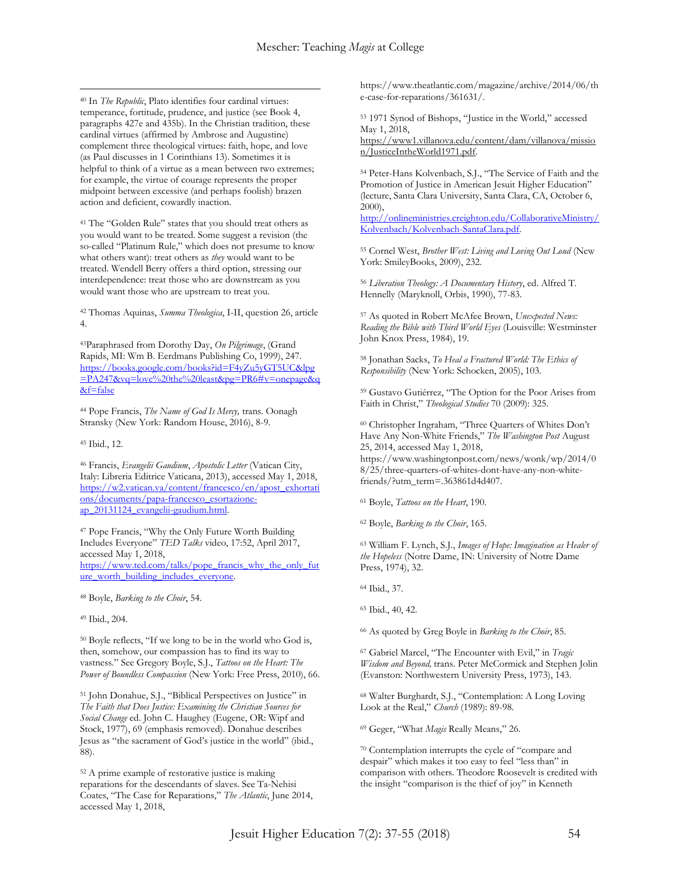[40] In *The Republic*, Plato identifies four cardinal virtues: temperance, fortitude, prudence, and justice (see Book 4, paragraphs 427e and 435b). In the Christian tradition, these cardinal virtues (affirmed by Ambrose and Augustine) complement three theological virtues: faith, hope, and love (as Paul discusses in 1 Corinthians 13). Sometimes it is helpful to think of a virtue as a mean between two extremes; for example, the virtue of courage represents the proper midpoint between excessive (and perhaps foolish) brazen action and deficient, cowardly inaction.

[41] The "Golden Rule" states that you should treat others as you would want to be treated. Some suggest a revision (the so-called "Platinum Rule," which does not presume to know what others want): treat others as *they* would want to be treated. Wendell Berry offers a third option, stressing our interdependence: treat those who are downstream as you would want those who are upstream to treat you.

[42] Thomas Aquinas, *Summa Theologica*, I-II, question 26, article 4.

[43] Paraphrased from Dorothy Day, *On Pilgrimage*, (Grand Rapids, MI: Wm B. Eerdmans Publishing Co, 1999), 247. https://books.google.com/books?id=F4yZu5yGT5UC&lpg=PA247&vq=love%20the%20least&pg=PR6#v=onepage&q&f=false

[44] Pope Francis, *The Name of God Is Mercy,* trans. Oonagh Stransky (New York: Random House, 2016), 8-9.

[45] Ibid., 12.

[46] Francis, *Evangelii Gaudium*, *Apostolic Letter* (Vatican City, Italy: Libreria Editrice Vaticana, 2013), accessed May 1, 2018, https://w2.vatican.va/content/francesco/en/apost_exhortations/documents/papa-francesco_esortazione-ap_20131124_evangelii-gaudium.html.

[47] Pope Francis, "Why the Only Future Worth Building Includes Everyone" *TED Talks* video, 17:52, April 2017, accessed May 1, 2018, https://www.ted.com/talks/pope_francis_why_the_only_future_worth_building_includes_everyone.

[48] Boyle, *Barking to the Choir*, 54.

[49] Ibid., 204.

[50] Boyle reflects, "If we long to be in the world who God is, then, somehow, our compassion has to find its way to vastness." See Gregory Boyle, S.J., *Tattoos on the Heart: The Power of Boundless Compassion* (New York: Free Press, 2010), 66.

[51] John Donahue, S.J., "Biblical Perspectives on Justice" in *The Faith that Does Justice: Examining the Christian Sources for Social Change* ed. John C. Haughey (Eugene, OR: Wipf and Stock, 1977), 69 (emphasis removed). Donahue describes Jesus as "the sacrament of God's justice in the world" (ibid., 88).

[52] A prime example of restorative justice is making reparations for the descendants of slaves. See Ta-Nehisi Coates, "The Case for Reparations," *The Atlantic*, June 2014, accessed May 1, 2018, https://www.theatlantic.com/magazine/archive/2014/06/the-case-for-reparations/361631/.

[53] 1971 Synod of Bishops, "Justice in the World," accessed May 1, 2018, https://www1.villanova.edu/content/dam/villanova/mission/JusticeIntheWorld1971.pdf.

[54] Peter-Hans Kolvenbach, S.J., "The Service of Faith and the Promotion of Justice in American Jesuit Higher Education" (lecture, Santa Clara University, Santa Clara, CA, October 6, 2000), http://onlineministries.creighton.edu/CollaborativeMinistry/Kolvenbach/Kolvenbach-SantaClara.pdf.

[55] Cornel West, *Brother West: Living and Loving Out Loud* (New York: SmileyBooks, 2009), 232.

[56] *Liberation Theology: A Documentary History*, ed. Alfred T. Hennelly (Maryknoll, Orbis, 1990), 77-83.

[57] As quoted in Robert McAfee Brown, *Unexpected News: Reading the Bible with Third World Eyes* (Louisville: Westminster John Knox Press, 1984), 19.

[58] Jonathan Sacks, *To Heal a Fractured World: The Ethics of Responsibility* (New York: Schocken, 2005), 103.

[59] Gustavo Gutiérrez, "The Option for the Poor Arises from Faith in Christ," *Theological Studies* 70 (2009): 325.

[60] Christopher Ingraham, "Three Quarters of Whites Don't Have Any Non-White Friends," *The Washington Post* August 25, 2014, accessed May 1, 2018, https://www.washingtonpost.com/news/wonk/wp/2014/08/25/three-quarters-of-whites-dont-have-any-non-white-friends/?utm_term=.363861d4d407.

[61] Boyle, *Tattoos on the Heart*, 190.

[62] Boyle, *Barking to the Choir*, 165.

[63] William F. Lynch, S.J., *Images of Hope: Imagination as Healer of the Hopeless* (Notre Dame, IN: University of Notre Dame Press, 1974), 32.

[64] Ibid., 37.

[65] Ibid., 40, 42.

[66] As quoted by Greg Boyle in *Barking to the Choir*, 85.

[67] Gabriel Marcel, "The Encounter with Evil," in *Tragic Wisdom and Beyond,* trans. Peter McCormick and Stephen Jolin (Evanston: Northwestern University Press, 1973), 143.

[68] Walter Burghardt, S.J., "Contemplation: A Long Loving Look at the Real," *Church* (1989): 89-98.

[69] Geger, "What *Magis* Really Means," 26.

[70] Contemplation interrupts the cycle of "compare and despair" which makes it too easy to feel "less than" in comparison with others. Theodore Roosevelt is credited with the insight "comparison is the thief of joy" in Kenneth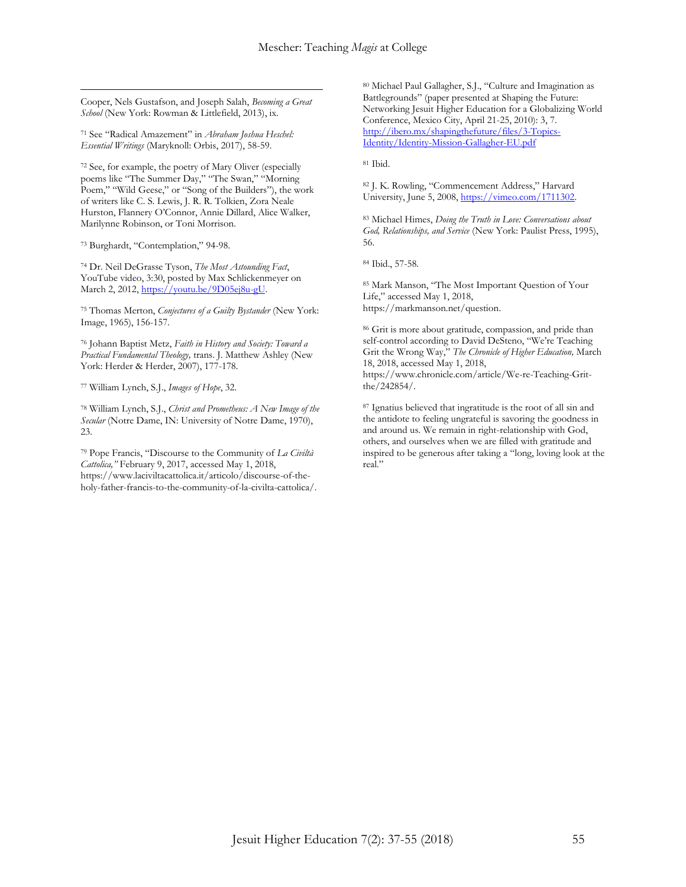Cooper, Nels Gustafson, and Joseph Salah, *Becoming a Great School* (New York: Rowman & Littlefield, 2013), ix.

[71] See "Radical Amazement" in *Abraham Joshua Heschel: Essential Writings* (Maryknoll: Orbis, 2017), 58-59.

[72] See, for example, the poetry of Mary Oliver (especially poems like "The Summer Day," "The Swan," "Morning Poem," "Wild Geese," or "Song of the Builders"), the work of writers like C. S. Lewis, J. R. R. Tolkien, Zora Neale Hurston, Flannery O'Connor, Annie Dillard, Alice Walker, Marilynne Robinson, or Toni Morrison.

[73] Burghardt, "Contemplation," 94-98.

[74] Dr. Neil DeGrasse Tyson, *The Most Astounding Fact*, YouTube video, 3:30, posted by Max Schlickenmeyer on March 2, 2012, https://youtu.be/9D05ej8u-gU.

[75] Thomas Merton, *Conjectures of a Guilty Bystander* (New York: Image, 1965), 156-157.

[76] Johann Baptist Metz, *Faith in History and Society: Toward a Practical Fundamental Theology,* trans. J. Matthew Ashley (New York: Herder & Herder, 2007), 177-178.

[77] William Lynch, S.J., *Images of Hope*, 32.

[78] William Lynch, S.J., *Christ and Prometheus: A New Image of the Secular* (Notre Dame, IN: University of Notre Dame, 1970), 23.

[79] Pope Francis, "Discourse to the Community of *La Civiltà Cattolica,"* February 9, 2017, accessed May 1, 2018, https://www.laciviltacattolica.it/articolo/discourse-of-the-holy-father-francis-to-the-community-of-la-civilta-cattolica/.

[80] Michael Paul Gallagher, S.J., "Culture and Imagination as Battlegrounds" (paper presented at Shaping the Future: Networking Jesuit Higher Education for a Globalizing World Conference, Mexico City, April 21-25, 2010): 3, 7. http://ibero.mx/shapingthefuture/files/3-Topics-Identity/Identity-Mission-Gallagher-EU.pdf

[81] Ibid.

[82] J. K. Rowling, "Commencement Address," Harvard University, June 5, 2008, https://vimeo.com/1711302.

[83] Michael Himes, *Doing the Truth in Love: Conversations about God, Relationships, and Service* (New York: Paulist Press, 1995), 56.

[84] Ibid., 57-58.

[85] Mark Manson, "The Most Important Question of Your Life," accessed May 1, 2018, https://markmanson.net/question.

[86] Grit is more about gratitude, compassion, and pride than self-control according to David DeSteno, "We're Teaching Grit the Wrong Way," *The Chronicle of Higher Education,* March 18, 2018, accessed May 1, 2018, https://www.chronicle.com/article/We-re-Teaching-Grit-the/242854/.

[87] Ignatius believed that ingratitude is the root of all sin and the antidote to feeling ungrateful is savoring the goodness in and around us. We remain in right-relationship with God, others, and ourselves when we are filled with gratitude and inspired to be generous after taking a "long, loving look at the real."